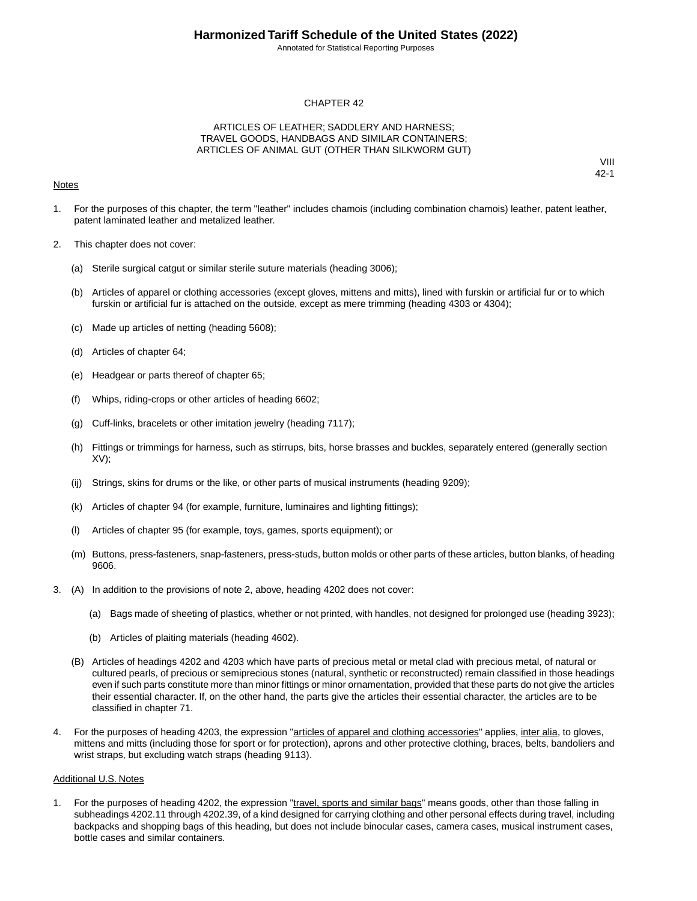# Harmonized Tariff Schedule of the United States (2022)

Annotated for Statistical Reporting Purposes

## CHAPTER 42

## ARTICLES OF LEATHER; SADDLERY AND HARNESS; TRAVEL GOODS, HANDBAGS AND SIMILAR CONTAINERS; ARTICLES OF ANIMAL GUT (OTHER THAN SILKWORM GUT)

VIII
42-1

Notes

1. For the purposes of this chapter, the term "leather" includes chamois (including combination chamois) leather, patent leather, patent laminated leather and metalized leather.

2. This chapter does not cover:

   (a) Sterile surgical catgut or similar sterile suture materials (heading 3006);

   (b) Articles of apparel or clothing accessories (except gloves, mittens and mitts), lined with furskin or artificial fur or to which furskin or artificial fur is attached on the outside, except as mere trimming (heading 4303 or 4304);

   (c) Made up articles of netting (heading 5608);

   (d) Articles of chapter 64;

   (e) Headgear or parts thereof of chapter 65;

   (f) Whips, riding-crops or other articles of heading 6602;

   (g) Cuff-links, bracelets or other imitation jewelry (heading 7117);

   (h) Fittings or trimmings for harness, such as stirrups, bits, horse brasses and buckles, separately entered (generally section XV);

   (ij) Strings, skins for drums or the like, or other parts of musical instruments (heading 9209);

   (k) Articles of chapter 94 (for example, furniture, luminaires and lighting fittings);

   (l) Articles of chapter 95 (for example, toys, games, sports equipment); or

   (m) Buttons, press-fasteners, snap-fasteners, press-studs, button molds or other parts of these articles, button blanks, of heading 9606.

3. (A) In addition to the provisions of note 2, above, heading 4202 does not cover:

      (a) Bags made of sheeting of plastics, whether or not printed, with handles, not designed for prolonged use (heading 3923);

      (b) Articles of plaiting materials (heading 4602).

   (B) Articles of headings 4202 and 4203 which have parts of precious metal or metal clad with precious metal, of natural or cultured pearls, of precious or semiprecious stones (natural, synthetic or reconstructed) remain classified in those headings even if such parts constitute more than minor fittings or minor ornamentation, provided that these parts do not give the articles their essential character. If, on the other hand, the parts give the articles their essential character, the articles are to be classified in chapter 71.

4. For the purposes of heading 4203, the expression "articles of apparel and clothing accessories" applies, inter alia, to gloves, mittens and mitts (including those for sport or for protection), aprons and other protective clothing, braces, belts, bandoliers and wrist straps, but excluding watch straps (heading 9113).

Additional U.S. Notes

1. For the purposes of heading 4202, the expression "travel, sports and similar bags" means goods, other than those falling in subheadings 4202.11 through 4202.39, of a kind designed for carrying clothing and other personal effects during travel, including backpacks and shopping bags of this heading, but does not include binocular cases, camera cases, musical instrument cases, bottle cases and similar containers.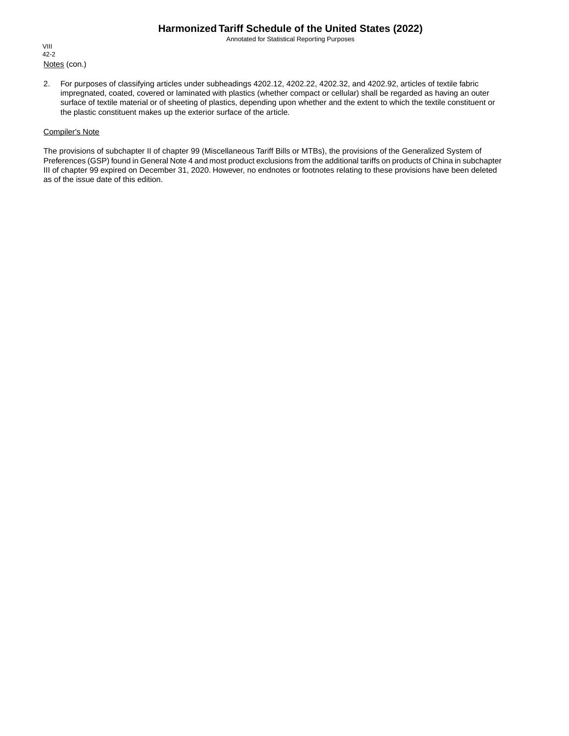Notes (con.)

2. For purposes of classifying articles under subheadings 4202.12, 4202.22, 4202.32, and 4202.92, articles of textile fabric impregnated, coated, covered or laminated with plastics (whether compact or cellular) shall be regarded as having an outer surface of textile material or of sheeting of plastics, depending upon whether and the extent to which the textile constituent or the plastic constituent makes up the exterior surface of the article.

Compiler's Note

The provisions of subchapter II of chapter 99 (Miscellaneous Tariff Bills or MTBs), the provisions of the Generalized System of Preferences (GSP) found in General Note 4 and most product exclusions from the additional tariffs on products of China in subchapter III of chapter 99 expired on December 31, 2020. However, no endnotes or footnotes relating to these provisions have been deleted as of the issue date of this edition.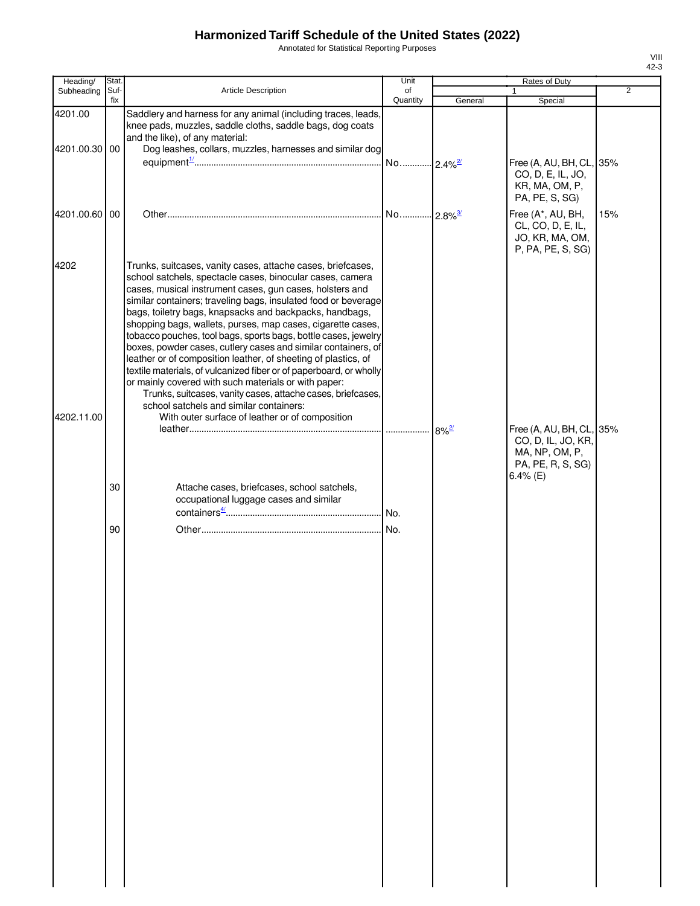# Harmonized Tariff Schedule of the United States (2022)

Annotated for Statistical Reporting Purposes

VIII
42-3

| Heading/ Subheading | Stat. Suf- fix | Article Description | Unit of Quantity | Rates of Duty 1 General | Special | 2 |
|---|---|---|---|---|---|---|
| 4201.00 | | Saddlery and harness for any animal (including traces, leads, knee pads, muzzles, saddle cloths, saddle bags, dog coats and the like), of any material: | | | | |
| 4201.00.30 | 00 | Dog leashes, collars, muzzles, harnesses and similar dog equipment[1/] | No. | 2.4%[2/] | Free (A, AU, BH, CL, CO, D, E, IL, JO, KR, MA, OM, P, PA, PE, S, SG) | 35% |
| 4201.00.60 | 00 | Other | No. | 2.8%[3/] | Free (A*, AU, BH, CL, CO, D, E, IL, JO, KR, MA, OM, P, PA, PE, S, SG) | 15% |
| 4202 | | Trunks, suitcases, vanity cases, attache cases, briefcases, school satchels, spectacle cases, binocular cases, camera cases, musical instrument cases, gun cases, holsters and similar containers; traveling bags, insulated food or beverage bags, toiletry bags, knapsacks and backpacks, handbags, shopping bags, wallets, purses, map cases, cigarette cases, tobacco pouches, tool bags, sports bags, bottle cases, jewelry boxes, powder cases, cutlery cases and similar containers, of leather or of composition leather, of sheeting of plastics, of textile materials, of vulcanized fiber or of paperboard, or wholly or mainly covered with such materials or with paper: | | | | |
| | | Trunks, suitcases, vanity cases, attache cases, briefcases, school satchels and similar containers: | | | | |
| 4202.11.00 | | With outer surface of leather or of composition leather | | 8%[2/] | Free (A, AU, BH, CL, CO, D, IL, JO, KR, MA, NP, OM, P, PA, PE, R, S, SG) 6.4% (E) | 35% |
| | 30 | Attache cases, briefcases, school satchels, occupational luggage cases and similar containers[4/] | No. | | | |
| | 90 | Other | No. | | | |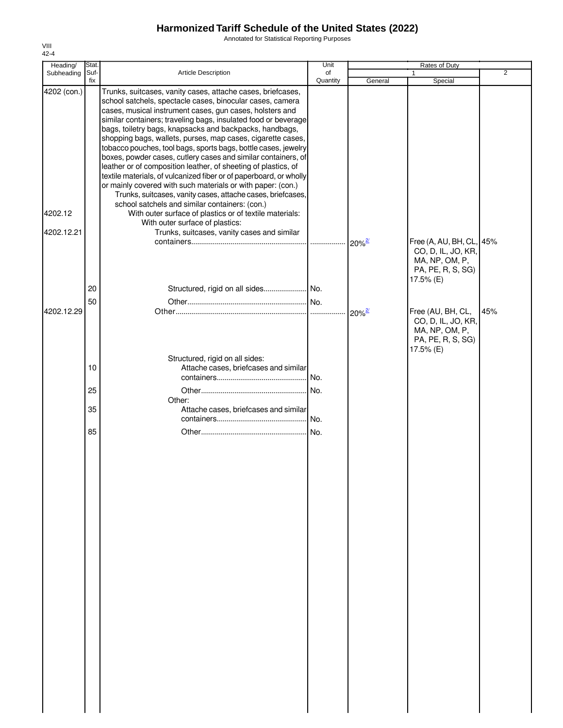# Harmonized Tariff Schedule of the United States (2022)

Annotated for Statistical Reporting Purposes

VIII
42-4

| Heading/ Subheading | Stat. Suf- fix | Article Description | Unit of Quantity | Rates of Duty 1 General | Special | 2 |
|---|---|---|---|---|---|---|
| 4202 (con.) | | Trunks, suitcases, vanity cases, attache cases, briefcases, school satchels, spectacle cases, binocular cases, camera cases, musical instrument cases, gun cases, holsters and similar containers; traveling bags, insulated food or beverage bags, toiletry bags, knapsacks and backpacks, handbags, shopping bags, wallets, purses, map cases, cigarette cases, tobacco pouches, tool bags, sports bags, bottle cases, jewelry boxes, powder cases, cutlery cases and similar containers, of leather or of composition leather, of sheeting of plastics, of textile materials, of vulcanized fiber or of paperboard, or wholly or mainly covered with such materials or with paper: (con.) | | | | |
| | | Trunks, suitcases, vanity cases, attache cases, briefcases, school satchels and similar containers: (con.) | | | | |
| 4202.12 | | With outer surface of plastics or of textile materials: | | | | |
| | | With outer surface of plastics: | | | | |
| 4202.12.21 | | Trunks, suitcases, vanity cases and similar containers | | 20%[2/] | Free (A, AU, BH, CL, CO, D, IL, JO, KR, MA, NP, OM, P, PA, PE, R, S, SG) 17.5% (E) | 45% |
| | 20 | Structured, rigid on all sides | No. | | | |
| | 50 | Other | No. | | | |
| 4202.12.29 | | Other | | 20%[2/] | Free (AU, BH, CL, CO, D, IL, JO, KR, MA, NP, OM, P, PA, PE, R, S, SG) 17.5% (E) | 45% |
| | | Structured, rigid on all sides: | | | | |
| | 10 | Attache cases, briefcases and similar containers | No. | | | |
| | 25 | Other | No. | | | |
| | | Other: | | | | |
| | 35 | Attache cases, briefcases and similar containers | No. | | | |
| | 85 | Other | No. | | | |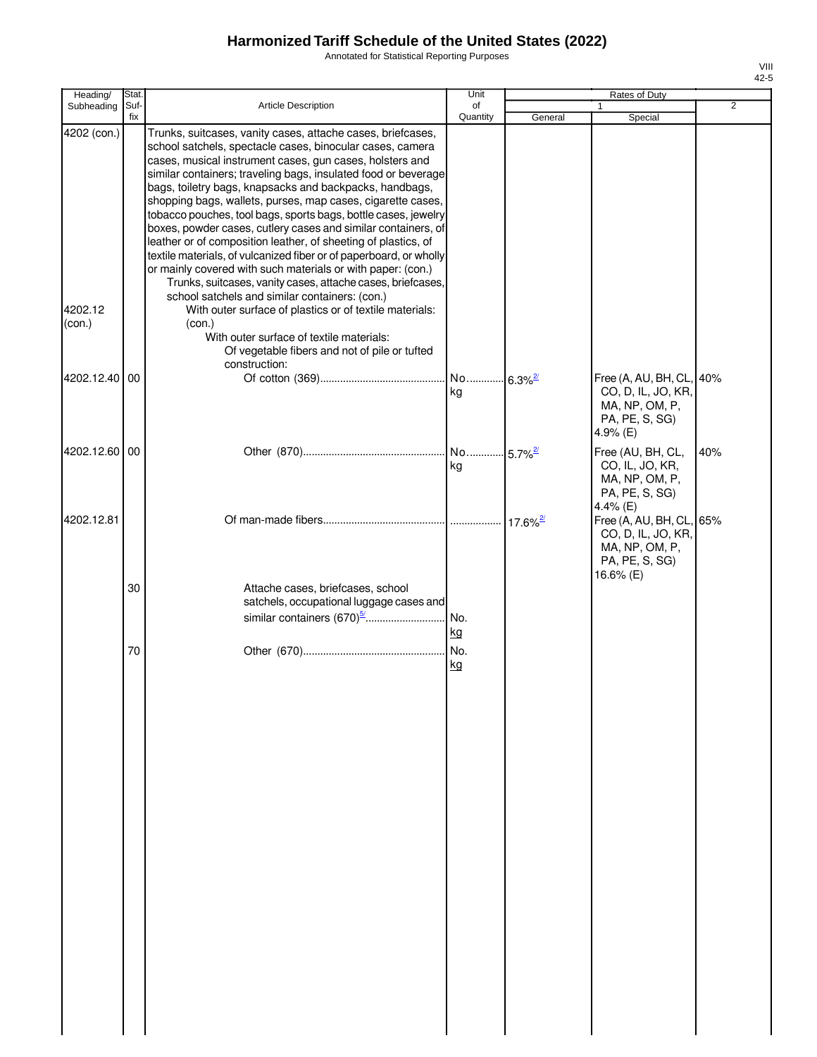# Harmonized Tariff Schedule of the United States (2022)

Annotated for Statistical Reporting Purposes

| Heading/ Subheading | Stat. Suf- fix | Article Description | Unit of Quantity | Rates of Duty 1 General | Special | 2 |
|---|---|---|---|---|---|---|
| 4202 (con.) | | Trunks, suitcases, vanity cases, attache cases, briefcases, school satchels, spectacle cases, binocular cases, camera cases, musical instrument cases, gun cases, holsters and similar containers; traveling bags, insulated food or beverage bags, toiletry bags, knapsacks and backpacks, handbags, shopping bags, wallets, purses, map cases, cigarette cases, tobacco pouches, tool bags, sports bags, bottle cases, jewelry boxes, powder cases, cutlery cases and similar containers, of leather or of composition leather, of sheeting of plastics, of textile materials, of vulcanized fiber or of paperboard, or wholly or mainly covered with such materials or with paper: (con.) | | | | |
| | | Trunks, suitcases, vanity cases, attache cases, briefcases, school satchels and similar containers: (con.) | | | | |
| 4202.12 (con.) | | With outer surface of plastics or of textile materials: (con.) | | | | |
| | | With outer surface of textile materials: | | | | |
| | | Of vegetable fibers and not of pile or tufted construction: | | | | |
| 4202.12.40 | 00 | Of cotton (369) | No. kg | 6.3%[2/] | Free (A, AU, BH, CL, CO, D, IL, JO, KR, MA, NP, OM, P, PA, PE, S, SG) 4.9% (E) | 40% |
| 4202.12.60 | 00 | Other (870) | No. kg | 5.7%[2/] | Free (AU, BH, CL, CO, IL, JO, KR, MA, NP, OM, P, PA, PE, S, SG) 4.4% (E) | 40% |
| 4202.12.81 | | Of man-made fibers | | 17.6%[2/] | Free (A, AU, BH, CL, CO, D, IL, JO, KR, MA, NP, OM, P, PA, PE, S, SG) 16.6% (E) | 65% |
| | 30 | Attache cases, briefcases, school satchels, occupational luggage cases and similar containers (670)[5/] | No. kg | | | |
| | 70 | Other (670) | No. kg | | | |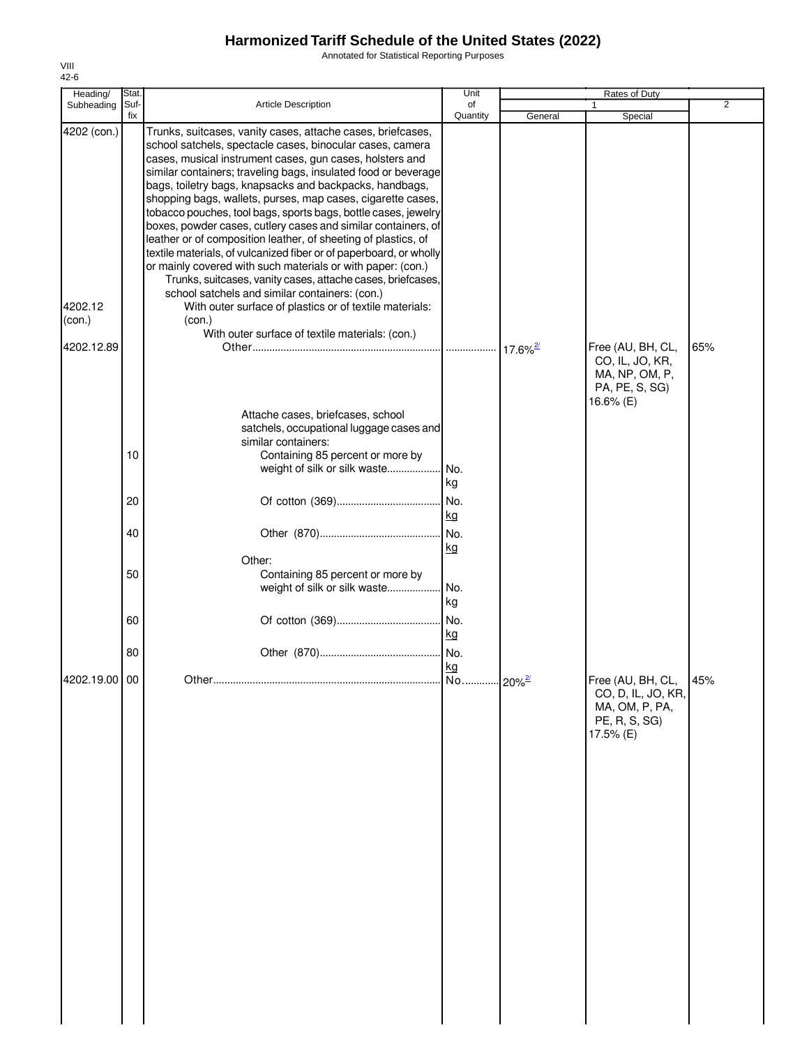# Harmonized Tariff Schedule of the United States (2022)

Annotated for Statistical Reporting Purposes

VIII
42-6

| Heading/ Subheading | Stat. Suf- fix | Article Description | Unit of Quantity | Rates of Duty | | |
|---|---|---|---|---|---|---|
| | | | | 1 | | 2 |
| | | | | General | Special | |
| 4202 (con.) | | Trunks, suitcases, vanity cases, attache cases, briefcases, school satchels, spectacle cases, binocular cases, camera cases, musical instrument cases, gun cases, holsters and similar containers; traveling bags, insulated food or beverage bags, toiletry bags, knapsacks and backpacks, handbags, shopping bags, wallets, purses, map cases, cigarette cases, tobacco pouches, tool bags, sports bags, bottle cases, jewelry boxes, powder cases, cutlery cases and similar containers, of leather or of composition leather, of sheeting of plastics, of textile materials, of vulcanized fiber or of paperboard, or wholly or mainly covered with such materials or with paper: (con.) | | | | |
| | | Trunks, suitcases, vanity cases, attache cases, briefcases, school satchels and similar containers: (con.) | | | | |
| 4202.12 (con.) | | With outer surface of plastics or of textile materials: (con.) | | | | |
| | | With outer surface of textile materials: (con.) | | | | |
| 4202.12.89 | | Other | | 17.6%[2/] | Free (AU, BH, CL, CO, IL, JO, KR, MA, NP, OM, P, PA, PE, S, SG) 16.6% (E) | 65% |
| | | Attache cases, briefcases, school satchels, occupational luggage cases and similar containers: | | | | |
| | 10 | Containing 85 percent or more by weight of silk or silk waste | No. kg | | | |
| | 20 | Of cotton (369) | No. kg | | | |
| | 40 | Other (870) | No. kg | | | |
| | | Other: | | | | |
| | 50 | Containing 85 percent or more by weight of silk or silk waste | No. kg | | | |
| | 60 | Of cotton (369) | No. kg | | | |
| | 80 | Other (870) | No. kg | | | |
| 4202.19.00 | 00 | Other | No. | 20%[2/] | Free (AU, BH, CL, CO, D, IL, JO, KR, MA, OM, P, PA, PE, R, S, SG) 17.5% (E) | 45% |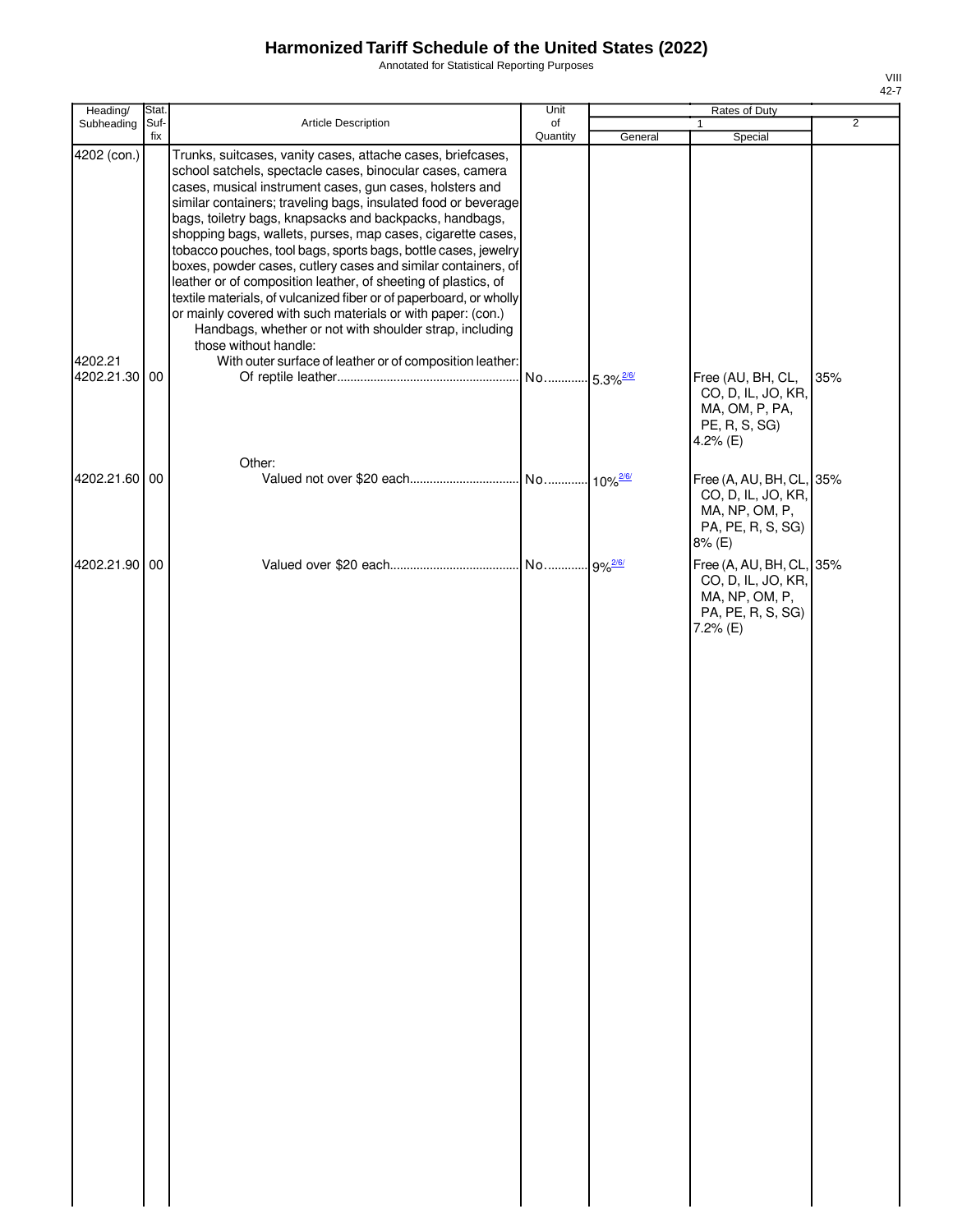# Harmonized Tariff Schedule of the United States (2022)

Annotated for Statistical Reporting Purposes

VIII
42-7

| Heading/ Subheading | Stat. Suf- fix | Article Description | Unit of Quantity | Rates of Duty 1 General | Rates of Duty 1 Special | Rates of Duty 2 |
|---|---|---|---|---|---|---|
| 4202 (con.) | | Trunks, suitcases, vanity cases, attache cases, briefcases, school satchels, spectacle cases, binocular cases, camera cases, musical instrument cases, gun cases, holsters and similar containers; traveling bags, insulated food or beverage bags, toiletry bags, knapsacks and backpacks, handbags, shopping bags, wallets, purses, map cases, cigarette cases, tobacco pouches, tool bags, sports bags, bottle cases, jewelry boxes, powder cases, cutlery cases and similar containers, of leather or of composition leather, of sheeting of plastics, of textile materials, of vulcanized fiber or of paperboard, or wholly or mainly covered with such materials or with paper: (con.) | | | | |
| | | Handbags, whether or not with shoulder strap, including those without handle: | | | | |
| 4202.21 | | With outer surface of leather or of composition leather: | | | | |
| 4202.21.30 | 00 | Of reptile leather | No. | 5.3%[2/6/] | Free (AU, BH, CL, CO, D, IL, JO, KR, MA, OM, P, PA, PE, R, S, SG) 4.2% (E) | 35% |
| | | Other: | | | | |
| 4202.21.60 | 00 | Valued not over $20 each | No. | 10%[2/6/] | Free (A, AU, BH, CL, CO, D, IL, JO, KR, MA, NP, OM, P, PA, PE, R, S, SG) 8% (E) | 35% |
| 4202.21.90 | 00 | Valued over $20 each | No. | 9%[2/6/] | Free (A, AU, BH, CL, CO, D, IL, JO, KR, MA, NP, OM, P, PA, PE, R, S, SG) 7.2% (E) | 35% |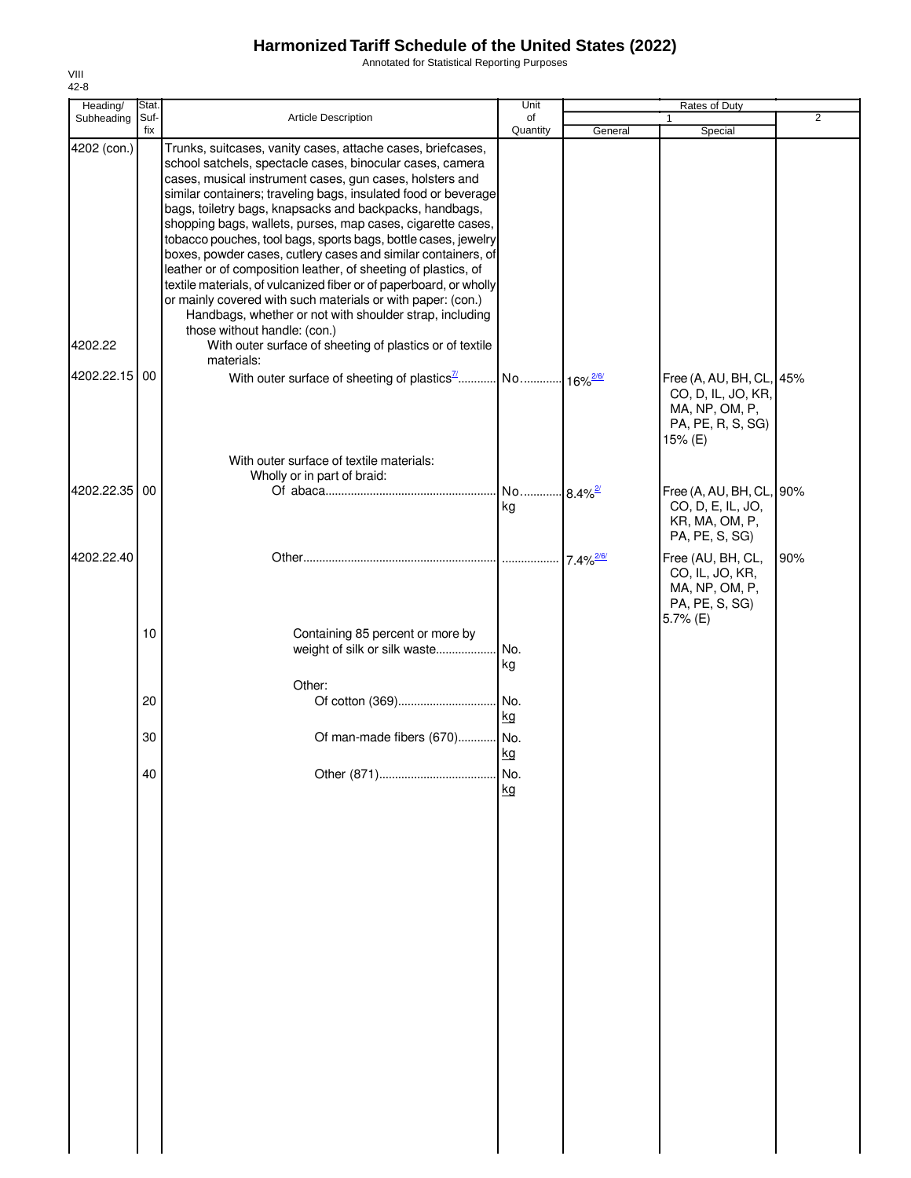# Harmonized Tariff Schedule of the United States (2022)

Annotated for Statistical Reporting Purposes

VIII
42-8

| Heading/ Subheading | Stat. Suf- fix | Article Description | Unit of Quantity | Rates of Duty 1 General | Special | 2 |
|---|---|---|---|---|---|---|
| 4202 (con.) | | Trunks, suitcases, vanity cases, attache cases, briefcases, school satchels, spectacle cases, binocular cases, camera cases, musical instrument cases, gun cases, holsters and similar containers; traveling bags, insulated food or beverage bags, toiletry bags, knapsacks and backpacks, handbags, shopping bags, wallets, purses, map cases, cigarette cases, tobacco pouches, tool bags, sports bags, bottle cases, jewelry boxes, powder cases, cutlery cases and similar containers, of leather or of composition leather, of sheeting of plastics, of textile materials, of vulcanized fiber or of paperboard, or wholly or mainly covered with such materials or with paper: (con.) | | | | |
| | | Handbags, whether or not with shoulder strap, including those without handle: (con.) | | | | |
| 4202.22 | | With outer surface of sheeting of plastics or of textile materials: | | | | |
| 4202.22.15 | 00 | With outer surface of sheeting of plastics[7/] | No. | 16%[2/6/] | Free (A, AU, BH, CL, CO, D, IL, JO, KR, MA, NP, OM, P, PA, PE, R, S, SG) 15% (E) | 45% |
| | | With outer surface of textile materials: | | | | |
| | | Wholly or in part of braid: | | | | |
| 4202.22.35 | 00 | Of abaca | No. kg | 8.4%[2/] | Free (A, AU, BH, CL, CO, D, E, IL, JO, KR, MA, OM, P, PA, PE, S, SG) | 90% |
| 4202.22.40 | | Other | | 7.4%[2/6/] | Free (AU, BH, CL, CO, IL, JO, KR, MA, NP, OM, P, PA, PE, S, SG) 5.7% (E) | 90% |
| | 10 | Containing 85 percent or more by weight of silk or silk waste | No. kg | | | |
| | | Other: | | | | |
| | 20 | Of cotton (369) | No. kg | | | |
| | 30 | Of man-made fibers (670) | No. kg | | | |
| | 40 | Other (871) | No. kg | | | |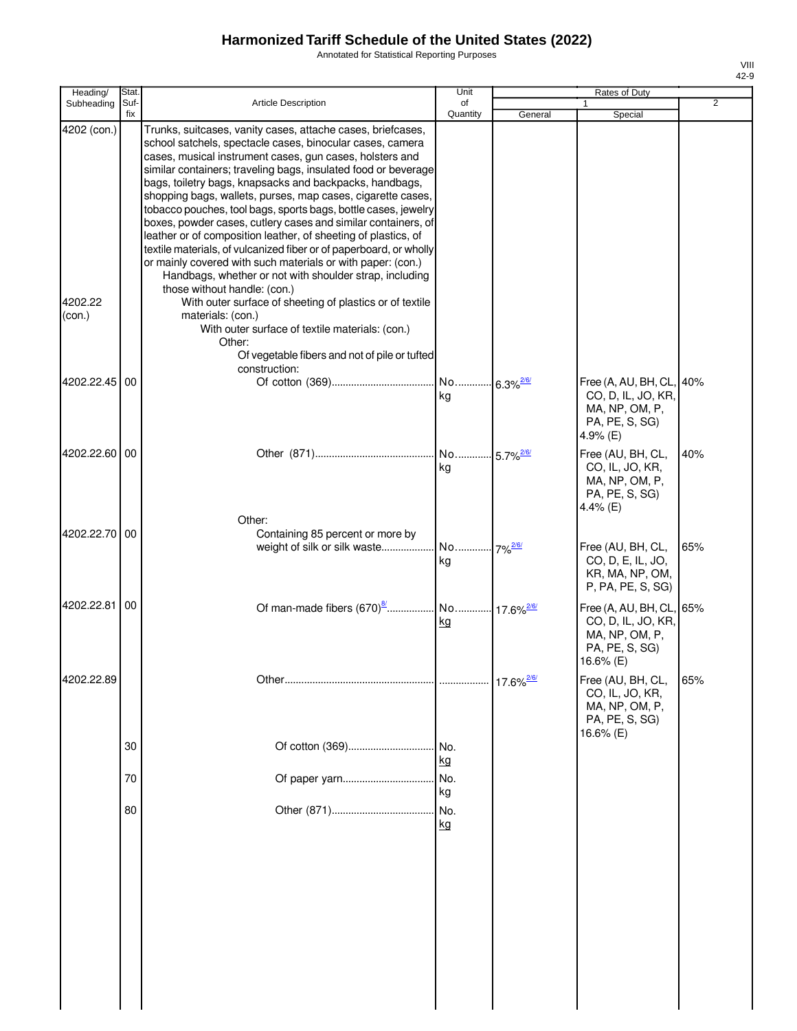# Harmonized Tariff Schedule of the United States (2022)

Annotated for Statistical Reporting Purposes

VIII
42-9

| Heading/ Subheading | Stat. Suf- fix | Article Description | Unit of Quantity | Rates of Duty | | |
|---|---|---|---|---|---|---|
| | | | | 1 | | 2 |
| | | | | General | Special | |
| 4202 (con.) | | Trunks, suitcases, vanity cases, attache cases, briefcases, school satchels, spectacle cases, binocular cases, camera cases, musical instrument cases, gun cases, holsters and similar containers; traveling bags, insulated food or beverage bags, toiletry bags, knapsacks and backpacks, handbags, shopping bags, wallets, purses, map cases, cigarette cases, tobacco pouches, tool bags, sports bags, bottle cases, jewelry boxes, powder cases, cutlery cases and similar containers, of leather or of composition leather, of sheeting of plastics, of textile materials, of vulcanized fiber or of paperboard, or wholly or mainly covered with such materials or with paper: (con.) | | | | |
| | | Handbags, whether or not with shoulder strap, including those without handle: (con.) | | | | |
| 4202.22 (con.) | | With outer surface of sheeting of plastics or of textile materials: (con.) | | | | |
| | | With outer surface of textile materials: (con.) | | | | |
| | | Other: | | | | |
| | | Of vegetable fibers and not of pile or tufted construction: | | | | |
| 4202.22.45 | 00 | Of cotton (369) | No. kg | 6.3%[2/6/] | Free (A, AU, BH, CL, CO, D, IL, JO, KR, MA, NP, OM, P, PA, PE, S, SG) 4.9% (E) | 40% |
| 4202.22.60 | 00 | Other (871) | No. kg | 5.7%[2/6/] | Free (AU, BH, CL, CO, IL, JO, KR, MA, NP, OM, P, PA, PE, S, SG) 4.4% (E) | 40% |
| | | Other: | | | | |
| 4202.22.70 | 00 | Containing 85 percent or more by weight of silk or silk waste | No. kg | 7%[2/6/] | Free (AU, BH, CL, CO, D, E, IL, JO, KR, MA, NP, OM, P, PA, PE, S, SG) | 65% |
| 4202.22.81 | 00 | Of man-made fibers (670)[8/] | No. kg | 17.6%[2/6/] | Free (A, AU, BH, CL, CO, D, IL, JO, KR, MA, NP, OM, P, PA, PE, S, SG) 16.6% (E) | 65% |
| 4202.22.89 | | Other | | 17.6%[2/6/] | Free (AU, BH, CL, CO, IL, JO, KR, MA, NP, OM, P, PA, PE, S, SG) 16.6% (E) | 65% |
| | 30 | Of cotton (369) | No. kg | | | |
| | 70 | Of paper yarn | No. kg | | | |
| | 80 | Other (871) | No. kg | | | |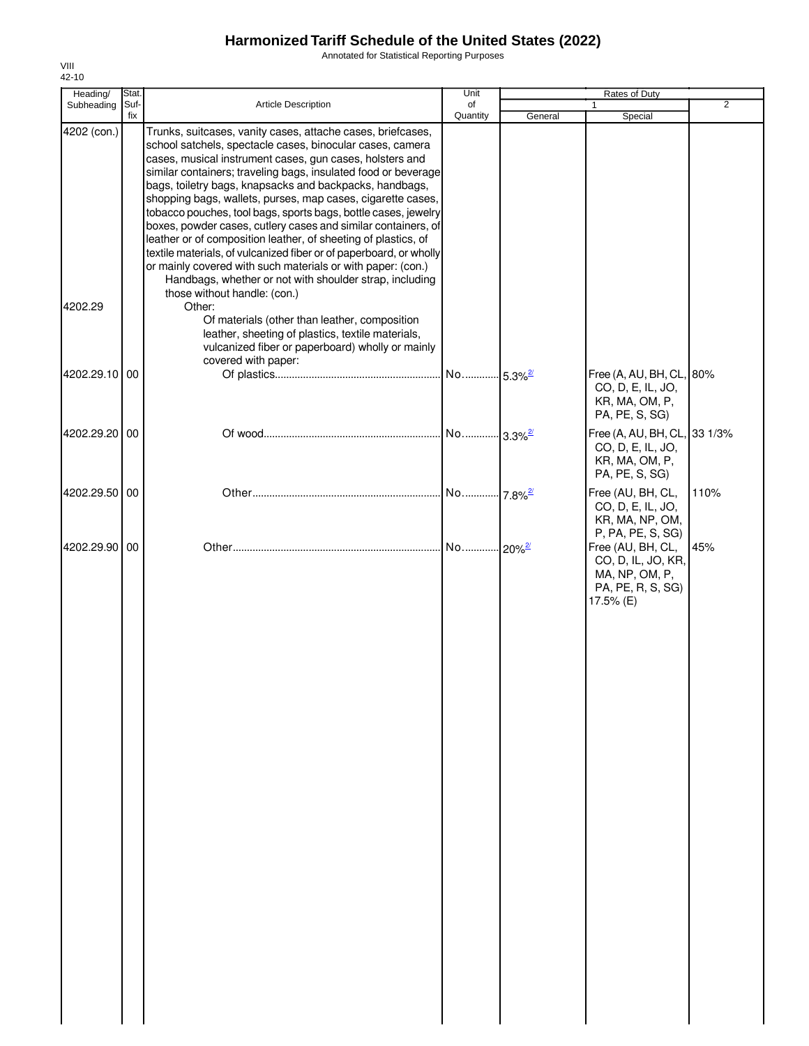# Harmonized Tariff Schedule of the United States (2022)

Annotated for Statistical Reporting Purposes

VIII
42-10

| Heading/ Subheading | Stat. Suf- fix | Article Description | Unit of Quantity | Rates of Duty 1 General | Special | 2 |
|---|---|---|---|---|---|---|
| 4202 (con.) | | Trunks, suitcases, vanity cases, attache cases, briefcases, school satchels, spectacle cases, binocular cases, camera cases, musical instrument cases, gun cases, holsters and similar containers; traveling bags, insulated food or beverage bags, toiletry bags, knapsacks and backpacks, handbags, shopping bags, wallets, purses, map cases, cigarette cases, tobacco pouches, tool bags, sports bags, bottle cases, jewelry boxes, powder cases, cutlery cases and similar containers, of leather or of composition leather, of sheeting of plastics, of textile materials, of vulcanized fiber or of paperboard, or wholly or mainly covered with such materials or with paper: (con.) | | | | |
| | | Handbags, whether or not with shoulder strap, including those without handle: (con.) | | | | |
| 4202.29 | | Other: | | | | |
| | | Of materials (other than leather, composition leather, sheeting of plastics, textile materials, vulcanized fiber or paperboard) wholly or mainly covered with paper: | | | | |
| 4202.29.10 | 00 | Of plastics | No. | 5.3%[2/] | Free (A, AU, BH, CL, CO, D, E, IL, JO, KR, MA, OM, P, PA, PE, S, SG) | 80% |
| 4202.29.20 | 00 | Of wood | No. | 3.3%[2/] | Free (A, AU, BH, CL, CO, D, E, IL, JO, KR, MA, OM, P, PA, PE, S, SG) | 33 1/3% |
| 4202.29.50 | 00 | Other | No. | 7.8%[2/] | Free (AU, BH, CL, CO, D, E, IL, JO, KR, MA, NP, OM, P, PA, PE, S, SG) | 110% |
| 4202.29.90 | 00 | Other | No. | 20%[2/] | Free (AU, BH, CL, CO, D, IL, JO, KR, MA, NP, OM, P, PA, PE, R, S, SG) 17.5% (E) | 45% |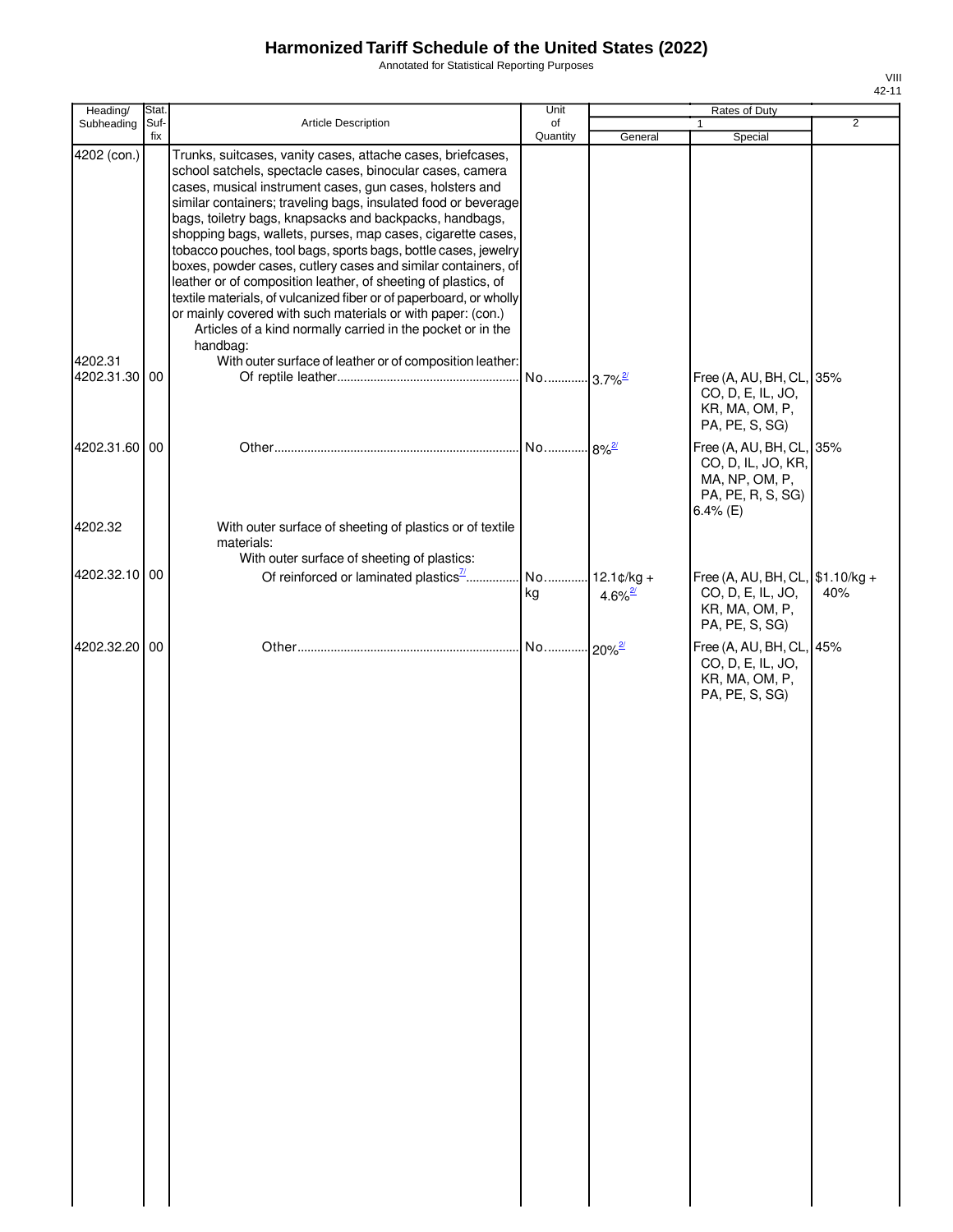# Harmonized Tariff Schedule of the United States (2022)

Annotated for Statistical Reporting Purposes

VIII
42-11

| Heading/ Subheading | Stat. Suf- fix | Article Description | Unit of Quantity | Rates of Duty 1 General | Special | 2 |
|---|---|---|---|---|---|---|
| 4202 (con.) | | Trunks, suitcases, vanity cases, attache cases, briefcases, school satchels, spectacle cases, binocular cases, camera cases, musical instrument cases, gun cases, holsters and similar containers; traveling bags, insulated food or beverage bags, toiletry bags, knapsacks and backpacks, handbags, shopping bags, wallets, purses, map cases, cigarette cases, tobacco pouches, tool bags, sports bags, bottle cases, jewelry boxes, powder cases, cutlery cases and similar containers, of leather or of composition leather, of sheeting of plastics, of textile materials, of vulcanized fiber or of paperboard, or wholly or mainly covered with such materials or with paper: (con.) | | | | |
| | | Articles of a kind normally carried in the pocket or in the handbag: | | | | |
| 4202.31 | | With outer surface of leather or of composition leather: | | | | |
| 4202.31.30 | 00 | Of reptile leather | No. | 3.7%[2/] | Free (A, AU, BH, CL, CO, D, E, IL, JO, KR, MA, OM, P, PA, PE, S, SG) | 35% |
| 4202.31.60 | 00 | Other | No. | 8%[2/] | Free (A, AU, BH, CL, CO, D, IL, JO, KR, MA, NP, OM, P, PA, PE, R, S, SG) 6.4% (E) | 35% |
| 4202.32 | | With outer surface of sheeting of plastics or of textile materials: | | | | |
| | | With outer surface of sheeting of plastics: | | | | |
| 4202.32.10 | 00 | Of reinforced or laminated plastics[7/] | No. kg | 12.1¢/kg + 4.6%[2/] | Free (A, AU, BH, CL, CO, D, E, IL, JO, KR, MA, OM, P, PA, PE, S, SG) | $1.10/kg + 40% |
| 4202.32.20 | 00 | Other | No. | 20%[2/] | Free (A, AU, BH, CL, CO, D, E, IL, JO, KR, MA, OM, P, PA, PE, S, SG) | 45% |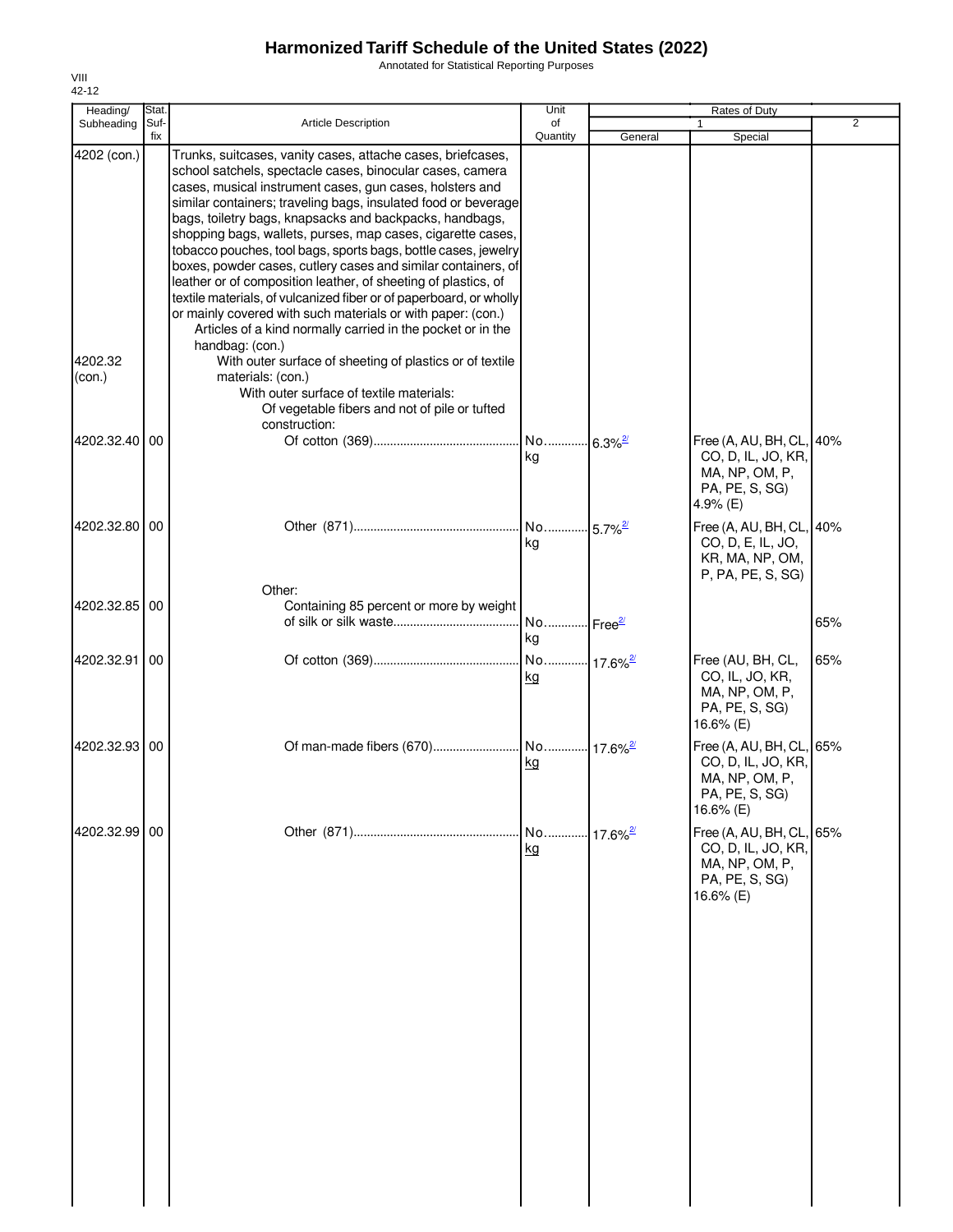# Harmonized Tariff Schedule of the United States (2022)

Annotated for Statistical Reporting Purposes

VIII
42-12

| Heading/ Subheading | Stat. Suf-fix | Article Description | Unit of Quantity | Rates of Duty 1 General | Special | 2 |
|---|---|---|---|---|---|---|
| 4202 (con.) | | Trunks, suitcases, vanity cases, attache cases, briefcases, school satchels, spectacle cases, binocular cases, camera cases, musical instrument cases, gun cases, holsters and similar containers; traveling bags, insulated food or beverage bags, toiletry bags, knapsacks and backpacks, handbags, shopping bags, wallets, purses, map cases, cigarette cases, tobacco pouches, tool bags, sports bags, bottle cases, jewelry boxes, powder cases, cutlery cases and similar containers, of leather or of composition leather, of sheeting of plastics, of textile materials, of vulcanized fiber or of paperboard, or wholly or mainly covered with such materials or with paper: (con.) | | | | |
| | | Articles of a kind normally carried in the pocket or in the handbag: (con.) | | | | |
| 4202.32 (con.) | | With outer surface of sheeting of plastics or of textile materials: (con.) | | | | |
| | | With outer surface of textile materials: | | | | |
| | | Of vegetable fibers and not of pile or tufted construction: | | | | |
| 4202.32.40 | 00 | Of cotton (369) | No. kg | 6.3%[2/] | Free (A, AU, BH, CL, CO, D, IL, JO, KR, MA, NP, OM, P, PA, PE, S, SG) 4.9% (E) | 40% |
| 4202.32.80 | 00 | Other (871) | No. kg | 5.7%[2/] | Free (A, AU, BH, CL, CO, D, E, IL, JO, KR, MA, NP, OM, P, PA, PE, S, SG) | 40% |
| | | Other: | | | | |
| 4202.32.85 | 00 | Containing 85 percent or more by weight of silk or silk waste | No. kg | Free[2/] | | 65% |
| 4202.32.91 | 00 | Of cotton (369) | No. kg | 17.6%[2/] | Free (AU, BH, CL, CO, IL, JO, KR, MA, NP, OM, P, PA, PE, S, SG) 16.6% (E) | 65% |
| 4202.32.93 | 00 | Of man-made fibers (670) | No. kg | 17.6%[2/] | Free (A, AU, BH, CL, CO, D, IL, JO, KR, MA, NP, OM, P, PA, PE, S, SG) 16.6% (E) | 65% |
| 4202.32.99 | 00 | Other (871) | No. kg | 17.6%[2/] | Free (A, AU, BH, CL, CO, D, IL, JO, KR, MA, NP, OM, P, PA, PE, S, SG) 16.6% (E) | 65% |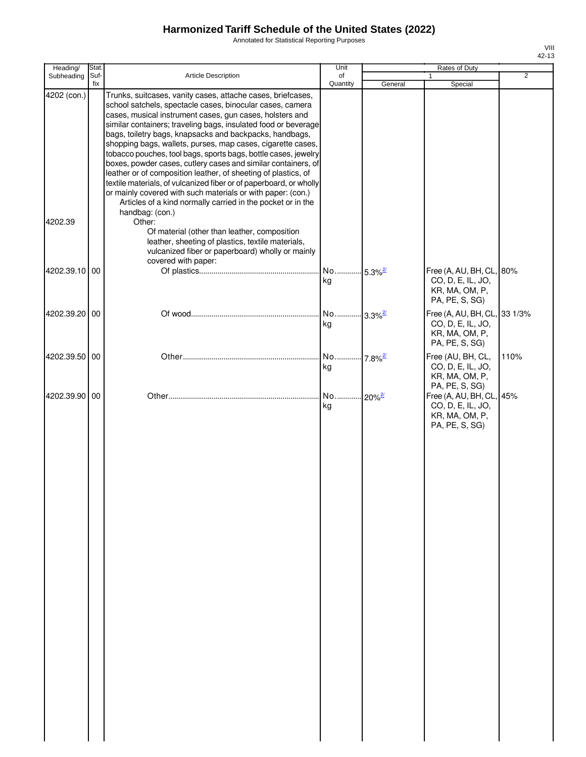# Harmonized Tariff Schedule of the United States (2022)

Annotated for Statistical Reporting Purposes

VIII
42-13

| Heading/ Subheading | Stat. Suf- fix | Article Description | Unit of Quantity | Rates of Duty 1 General | Rates of Duty 1 Special | Rates of Duty 2 |
|---|---|---|---|---|---|---|
| 4202 (con.) | | Trunks, suitcases, vanity cases, attache cases, briefcases, school satchels, spectacle cases, binocular cases, camera cases, musical instrument cases, gun cases, holsters and similar containers; traveling bags, insulated food or beverage bags, toiletry bags, knapsacks and backpacks, handbags, shopping bags, wallets, purses, map cases, cigarette cases, tobacco pouches, tool bags, sports bags, bottle cases, jewelry boxes, powder cases, cutlery cases and similar containers, of leather or of composition leather, of sheeting of plastics, of textile materials, of vulcanized fiber or of paperboard, or wholly or mainly covered with such materials or with paper: (con.) | | | | |
| | | Articles of a kind normally carried in the pocket or in the handbag: (con.) | | | | |
| 4202.39 | | Other: | | | | |
| | | Of material (other than leather, composition leather, sheeting of plastics, textile materials, vulcanized fiber or paperboard) wholly or mainly covered with paper: | | | | |
| 4202.39.10 | 00 | Of plastics | No. kg | 5.3%[2/] | Free (A, AU, BH, CL, CO, D, E, IL, JO, KR, MA, OM, P, PA, PE, S, SG) | 80% |
| 4202.39.20 | 00 | Of wood | No. kg | 3.3%[2/] | Free (A, AU, BH, CL, CO, D, E, IL, JO, KR, MA, OM, P, PA, PE, S, SG) | 33 1/3% |
| 4202.39.50 | 00 | Other | No. kg | 7.8%[2/] | Free (AU, BH, CL, CO, D, E, IL, JO, KR, MA, OM, P, PA, PE, S, SG) | 110% |
| 4202.39.90 | 00 | Other | No. kg | 20%[2/] | Free (A, AU, BH, CL, CO, D, E, IL, JO, KR, MA, OM, P, PA, PE, S, SG) | 45% |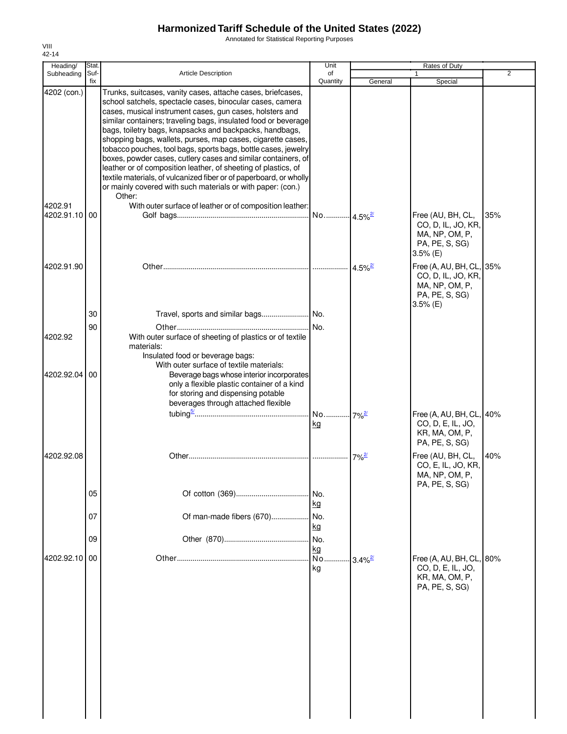# Harmonized Tariff Schedule of the United States (2022)

Annotated for Statistical Reporting Purposes

VIII
42-14

| Heading/ Subheading | Stat. Suf- fix | Article Description | Unit of Quantity | Rates of Duty 1 General | Special | 2 |
|---|---|---|---|---|---|---|
| 4202 (con.) | | Trunks, suitcases, vanity cases, attache cases, briefcases, school satchels, spectacle cases, binocular cases, camera cases, musical instrument cases, gun cases, holsters and similar containers; traveling bags, insulated food or beverage bags, toiletry bags, knapsacks and backpacks, handbags, shopping bags, wallets, purses, map cases, cigarette cases, tobacco pouches, tool bags, sports bags, bottle cases, jewelry boxes, powder cases, cutlery cases and similar containers, of leather or of composition leather, of sheeting of plastics, of textile materials, of vulcanized fiber or of paperboard, or wholly or mainly covered with such materials or with paper: (con.) | | | | |
| | | Other: | | | | |
| 4202.91 | | With outer surface of leather or of composition leather: | | | | |
| 4202.91.10 | 00 | Golf bags | No. | 4.5%[2/] | Free (AU, BH, CL, CO, D, IL, JO, KR, MA, NP, OM, P, PA, PE, S, SG) 3.5% (E) | 35% |
| 4202.91.90 | | Other | | 4.5%[2/] | Free (A, AU, BH, CL, CO, D, IL, JO, KR, MA, NP, OM, P, PA, PE, S, SG) 3.5% (E) | 35% |
| | 30 | Travel, sports and similar bags | No. | | | |
| | 90 | Other | No. | | | |
| 4202.92 | | With outer surface of sheeting of plastics or of textile materials: | | | | |
| | | Insulated food or beverage bags: | | | | |
| | | With outer surface of textile materials: | | | | |
| 4202.92.04 | 00 | Beverage bags whose interior incorporates only a flexible plastic container of a kind for storing and dispensing potable beverages through attached flexible tubing[5/] | No. kg | 7%[2/] | Free (A, AU, BH, CL, CO, D, E, IL, JO, KR, MA, OM, P, PA, PE, S, SG) | 40% |
| 4202.92.08 | | Other | | 7%[2/] | Free (AU, BH, CL, CO, E, IL, JO, KR, MA, NP, OM, P, PA, PE, S, SG) | 40% |
| | 05 | Of cotton (369) | No. kg | | | |
| | 07 | Of man-made fibers (670) | No. kg | | | |
| | 09 | Other (870) | No. kg | | | |
| 4202.92.10 | 00 | Other | No. kg | 3.4%[2/] | Free (A, AU, BH, CL, CO, D, E, IL, JO, KR, MA, OM, P, PA, PE, S, SG) | 80% |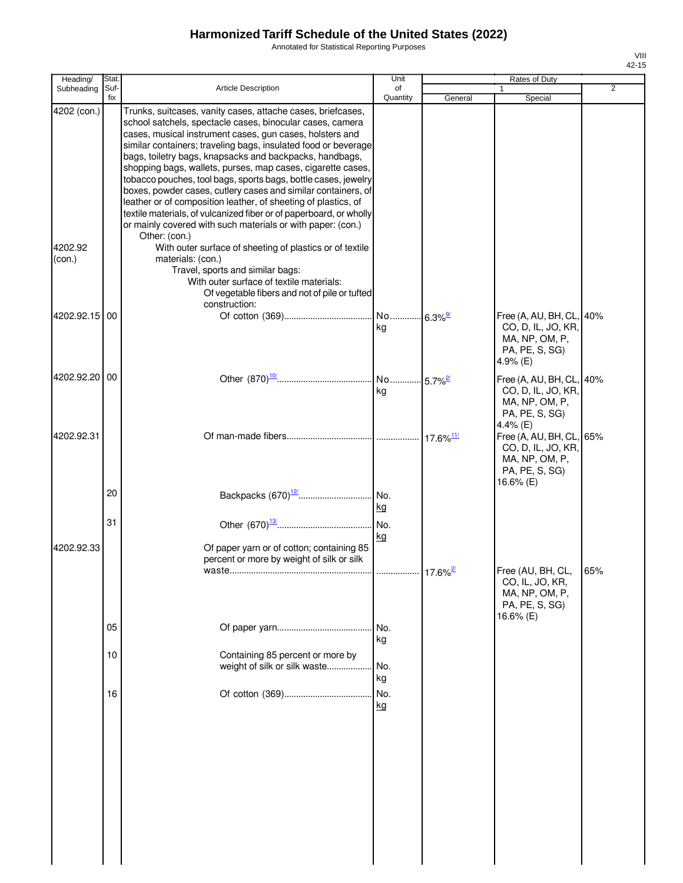# Harmonized Tariff Schedule of the United States (2022)

Annotated for Statistical Reporting Purposes

VIII
42-15

| Heading/ Subheading | Stat. Suf- fix | Article Description | Unit of Quantity | Rates of Duty 1 General | Rates of Duty 1 Special | Rates of Duty 2 |
|---|---|---|---|---|---|---|
| 4202 (con.) | | Trunks, suitcases, vanity cases, attache cases, briefcases, school satchels, spectacle cases, binocular cases, camera cases, musical instrument cases, gun cases, holsters and similar containers; traveling bags, insulated food or beverage bags, toiletry bags, knapsacks and backpacks, handbags, shopping bags, wallets, purses, map cases, cigarette cases, tobacco pouches, tool bags, sports bags, bottle cases, jewelry boxes, powder cases, cutlery cases and similar containers, of leather or of composition leather, of sheeting of plastics, of textile materials, of vulcanized fiber or of paperboard, or wholly or mainly covered with such materials or with paper: (con.) | | | | |
| | | Other: (con.) | | | | |
| 4202.92 (con.) | | With outer surface of sheeting of plastics or of textile materials: (con.) | | | | |
| | | Travel, sports and similar bags: | | | | |
| | | With outer surface of textile materials: | | | | |
| | | Of vegetable fibers and not of pile or tufted construction: | | | | |
| 4202.92.15 | 00 | Of cotton (369) | No. kg | 6.3%[9/] | Free (A, AU, BH, CL, CO, D, IL, JO, KR, MA, NP, OM, P, PA, PE, S, SG) 4.9% (E) | 40% |
| 4202.92.20 | 00 | Other (870)[10/] | No. kg | 5.7%[2/] | Free (A, AU, BH, CL, CO, D, IL, JO, KR, MA, NP, OM, P, PA, PE, S, SG) 4.4% (E) | 40% |
| 4202.92.31 | | Of man-made fibers | | 17.6%[11/] | Free (A, AU, BH, CL, CO, D, IL, JO, KR, MA, NP, OM, P, PA, PE, S, SG) 16.6% (E) | 65% |
| | 20 | Backpacks (670)[12/] | No. kg | | | |
| | 31 | Other (670)[13/] | No. kg | | | |
| 4202.92.33 | | Of paper yarn or of cotton; containing 85 percent or more by weight of silk or silk waste | | 17.6%[2/] | Free (AU, BH, CL, CO, IL, JO, KR, MA, NP, OM, P, PA, PE, S, SG) 16.6% (E) | 65% |
| | 05 | Of paper yarn | No. kg | | | |
| | 10 | Containing 85 percent or more by weight of silk or silk waste | No. kg | | | |
| | 16 | Of cotton (369) | No. kg | | | |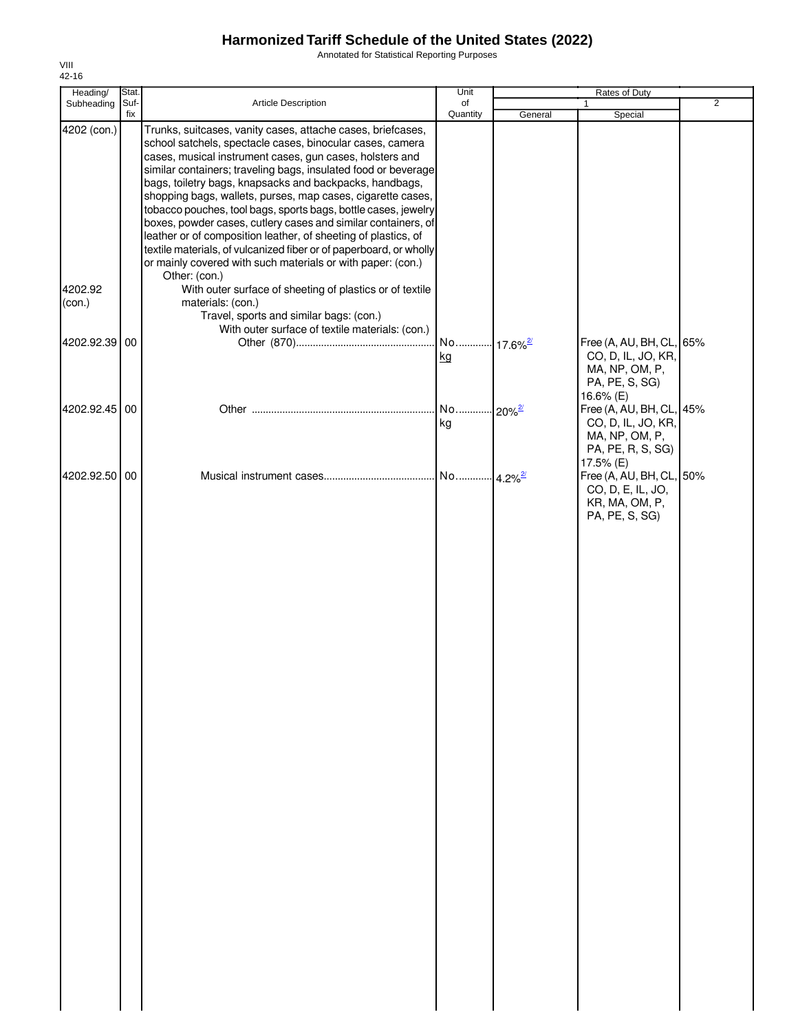# Harmonized Tariff Schedule of the United States (2022)

Annotated for Statistical Reporting Purposes

VIII
42-16

| Heading/ Subheading | Stat. Suf- fix | Article Description | Unit of Quantity | Rates of Duty 1 General | Special | 2 |
|---|---|---|---|---|---|---|
| 4202 (con.) | | Trunks, suitcases, vanity cases, attache cases, briefcases, school satchels, spectacle cases, binocular cases, camera cases, musical instrument cases, gun cases, holsters and similar containers; traveling bags, insulated food or beverage bags, toiletry bags, knapsacks and backpacks, handbags, shopping bags, wallets, purses, map cases, cigarette cases, tobacco pouches, tool bags, sports bags, bottle cases, jewelry boxes, powder cases, cutlery cases and similar containers, of leather or of composition leather, of sheeting of plastics, of textile materials, of vulcanized fiber or of paperboard, or wholly or mainly covered with such materials or with paper: (con.) | | | | |
| | | Other: (con.) | | | | |
| 4202.92 (con.) | | With outer surface of sheeting of plastics or of textile materials: (con.) | | | | |
| | | Travel, sports and similar bags: (con.) | | | | |
| | | With outer surface of textile materials: (con.) | | | | |
| 4202.92.39 | 00 | Other (870) | No. kg | 17.6%[2/] | Free (A, AU, BH, CL, CO, D, IL, JO, KR, MA, NP, OM, P, PA, PE, S, SG) 16.6% (E) | 65% |
| 4202.92.45 | 00 | Other | No. kg | 20%[2/] | Free (A, AU, BH, CL, CO, D, IL, JO, KR, MA, NP, OM, P, PA, PE, R, S, SG) 17.5% (E) | 45% |
| 4202.92.50 | 00 | Musical instrument cases | No. | 4.2%[2/] | Free (A, AU, BH, CL, CO, D, E, IL, JO, KR, MA, OM, P, PA, PE, S, SG) | 50% |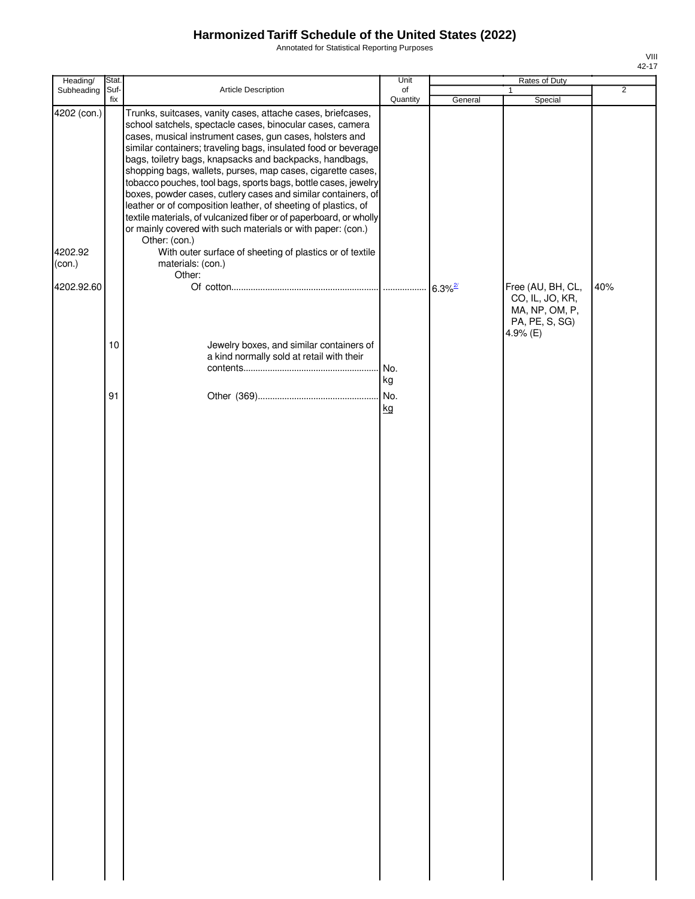# Harmonized Tariff Schedule of the United States (2022)

Annotated for Statistical Reporting Purposes

| Heading/ Subheading | Stat. Suf- fix | Article Description | Unit of Quantity | Rates of Duty 1 General | Special | 2 |
|---|---|---|---|---|---|---|
| 4202 (con.) | | Trunks, suitcases, vanity cases, attache cases, briefcases, school satchels, spectacle cases, binocular cases, camera cases, musical instrument cases, gun cases, holsters and similar containers; traveling bags, insulated food or beverage bags, toiletry bags, knapsacks and backpacks, handbags, shopping bags, wallets, purses, map cases, cigarette cases, tobacco pouches, tool bags, sports bags, bottle cases, jewelry boxes, powder cases, cutlery cases and similar containers, of leather or of composition leather, of sheeting of plastics, of textile materials, of vulcanized fiber or of paperboard, or wholly or mainly covered with such materials or with paper: (con.) | | | | |
| | | Other: (con.) | | | | |
| 4202.92 (con.) | | With outer surface of sheeting of plastics or of textile materials: (con.) | | | | |
| | | Other: | | | | |
| 4202.92.60 | | Of cotton | | 6.3%[2/] | Free (AU, BH, CL, CO, IL, JO, KR, MA, NP, OM, P, PA, PE, S, SG) 4.9% (E) | 40% |
| | 10 | Jewelry boxes, and similar containers of a kind normally sold at retail with their contents | No. kg | | | |
| | 91 | Other (369) | No. kg | | | |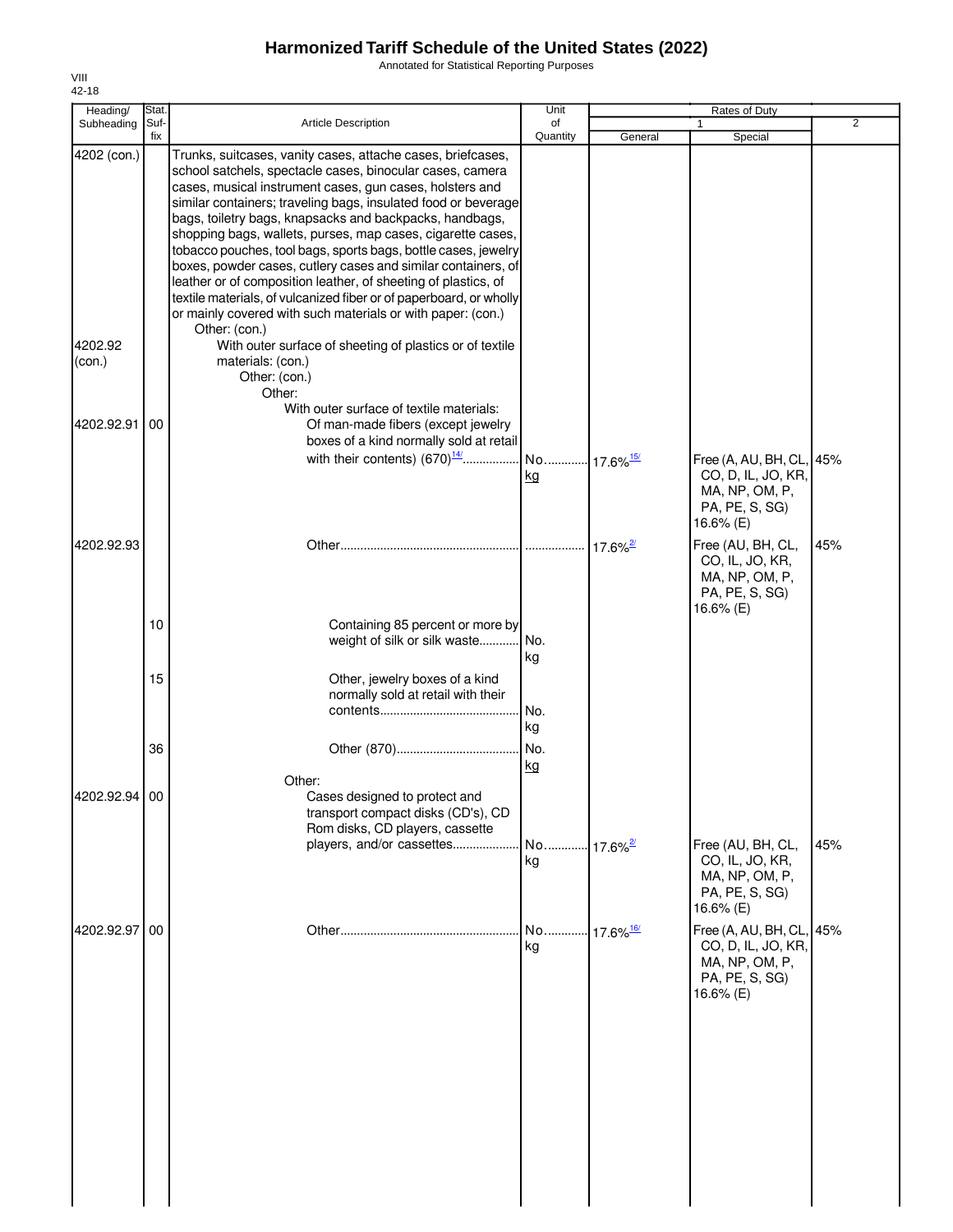# Harmonized Tariff Schedule of the United States (2022)

Annotated for Statistical Reporting Purposes

VIII
42-18

| Heading/ Subheading | Stat. Suf-fix | Article Description | Unit of Quantity | Rates of Duty 1 General | Special | 2 |
|---|---|---|---|---|---|---|
| 4202 (con.) | | Trunks, suitcases, vanity cases, attache cases, briefcases, school satchels, spectacle cases, binocular cases, camera cases, musical instrument cases, gun cases, holsters and similar containers; traveling bags, insulated food or beverage bags, toiletry bags, knapsacks and backpacks, handbags, shopping bags, wallets, purses, map cases, cigarette cases, tobacco pouches, tool bags, sports bags, bottle cases, jewelry boxes, powder cases, cutlery cases and similar containers, of leather or of composition leather, of sheeting of plastics, of textile materials, of vulcanized fiber or of paperboard, or wholly or mainly covered with such materials or with paper: (con.) | | | | |
| | | Other: (con.) | | | | |
| 4202.92 (con.) | | With outer surface of sheeting of plastics or of textile materials: (con.) | | | | |
| | | Other: (con.) | | | | |
| | | Other: | | | | |
| | | With outer surface of textile materials: | | | | |
| 4202.92.91 | 00 | Of man-made fibers (except jewelry boxes of a kind normally sold at retail with their contents) (670)[14/] | No. kg | 17.6%[15/] | Free (A, AU, BH, CL, CO, D, IL, JO, KR, MA, NP, OM, P, PA, PE, S, SG) 16.6% (E) | 45% |
| 4202.92.93 | | Other | | 17.6%[2/] | Free (AU, BH, CL, CO, IL, JO, KR, MA, NP, OM, P, PA, PE, S, SG) 16.6% (E) | 45% |
| | 10 | Containing 85 percent or more by weight of silk or silk waste | No. kg | | | |
| | 15 | Other, jewelry boxes of a kind normally sold at retail with their contents | No. kg | | | |
| | 36 | Other (870) | No. kg | | | |
| | | Other: | | | | |
| 4202.92.94 | 00 | Cases designed to protect and transport compact disks (CD's), CD Rom disks, CD players, cassette players, and/or cassettes | No. kg | 17.6%[2/] | Free (AU, BH, CL, CO, IL, JO, KR, MA, NP, OM, P, PA, PE, S, SG) 16.6% (E) | 45% |
| 4202.92.97 | 00 | Other | No. kg | 17.6%[16/] | Free (A, AU, BH, CL, CO, D, IL, JO, KR, MA, NP, OM, P, PA, PE, S, SG) 16.6% (E) | 45% |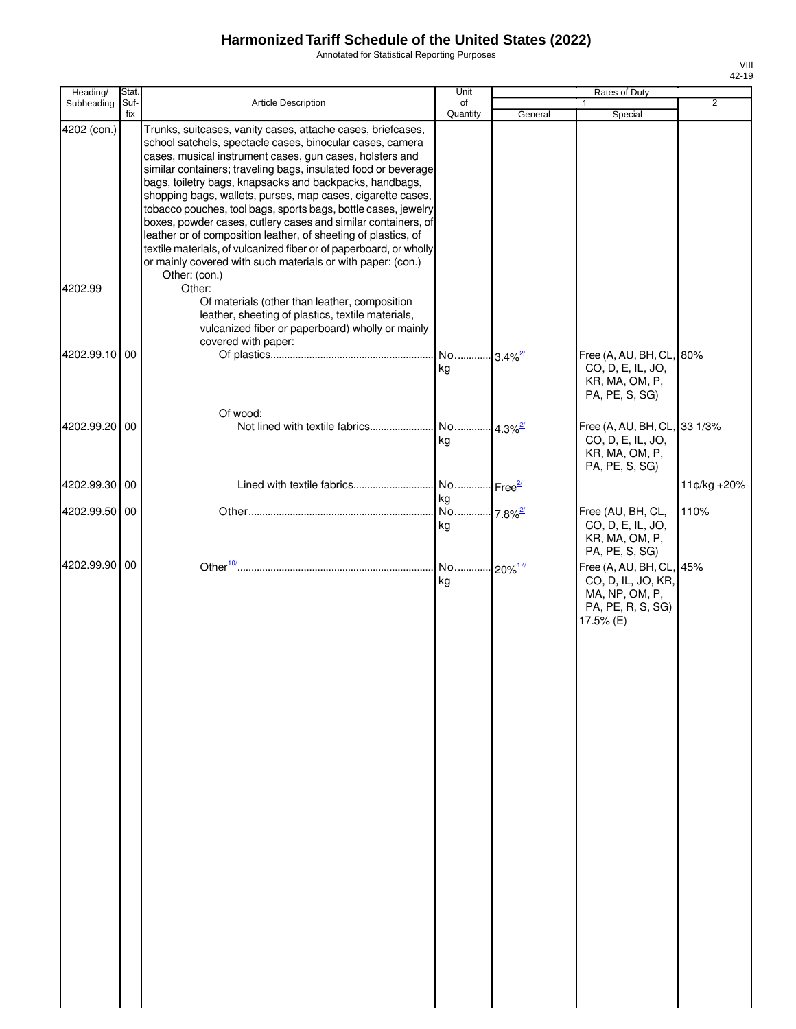# Harmonized Tariff Schedule of the United States (2022)

Annotated for Statistical Reporting Purposes

VIII
42-19

| Heading/ Subheading | Stat. Suffix | Article Description | Unit of Quantity | Rates of Duty 1 General | Rates of Duty 1 Special | Rates of Duty 2 |
|---|---|---|---|---|---|---|
| 4202 (con.) | | Trunks, suitcases, vanity cases, attache cases, briefcases, school satchels, spectacle cases, binocular cases, camera cases, musical instrument cases, gun cases, holsters and similar containers; traveling bags, insulated food or beverage bags, toiletry bags, knapsacks and backpacks, handbags, shopping bags, wallets, purses, map cases, cigarette cases, tobacco pouches, tool bags, sports bags, bottle cases, jewelry boxes, powder cases, cutlery cases and similar containers, of leather or of composition leather, of sheeting of plastics, of textile materials, of vulcanized fiber or of paperboard, or wholly or mainly covered with such materials or with paper: (con.) | | | | |
| | | Other: (con.) | | | | |
| 4202.99 | | Other: | | | | |
| | | Of materials (other than leather, composition leather, sheeting of plastics, textile materials, vulcanized fiber or paperboard) wholly or mainly covered with paper: | | | | |
| 4202.99.10 | 00 | Of plastics | No. kg | 3.4%[2/] | Free (A, AU, BH, CL, CO, D, E, IL, JO, KR, MA, OM, P, PA, PE, S, SG) | 80% |
| | | Of wood: | | | | |
| 4202.99.20 | 00 | Not lined with textile fabrics | No. kg | 4.3%[2/] | Free (A, AU, BH, CL, CO, D, E, IL, JO, KR, MA, OM, P, PA, PE, S, SG) | 33 1/3% |
| 4202.99.30 | 00 | Lined with textile fabrics | No. kg | Free[2/] | | 11¢/kg +20% |
| 4202.99.50 | 00 | Other | No. kg | 7.8%[2/] | Free (AU, BH, CL, CO, D, E, IL, JO, KR, MA, OM, P, PA, PE, S, SG) | 110% |
| 4202.99.90 | 00 | Other[10/] | No. kg | 20%[17/] | Free (A, AU, BH, CL, CO, D, IL, JO, KR, MA, NP, OM, P, PA, PE, R, S, SG) 17.5% (E) | 45% |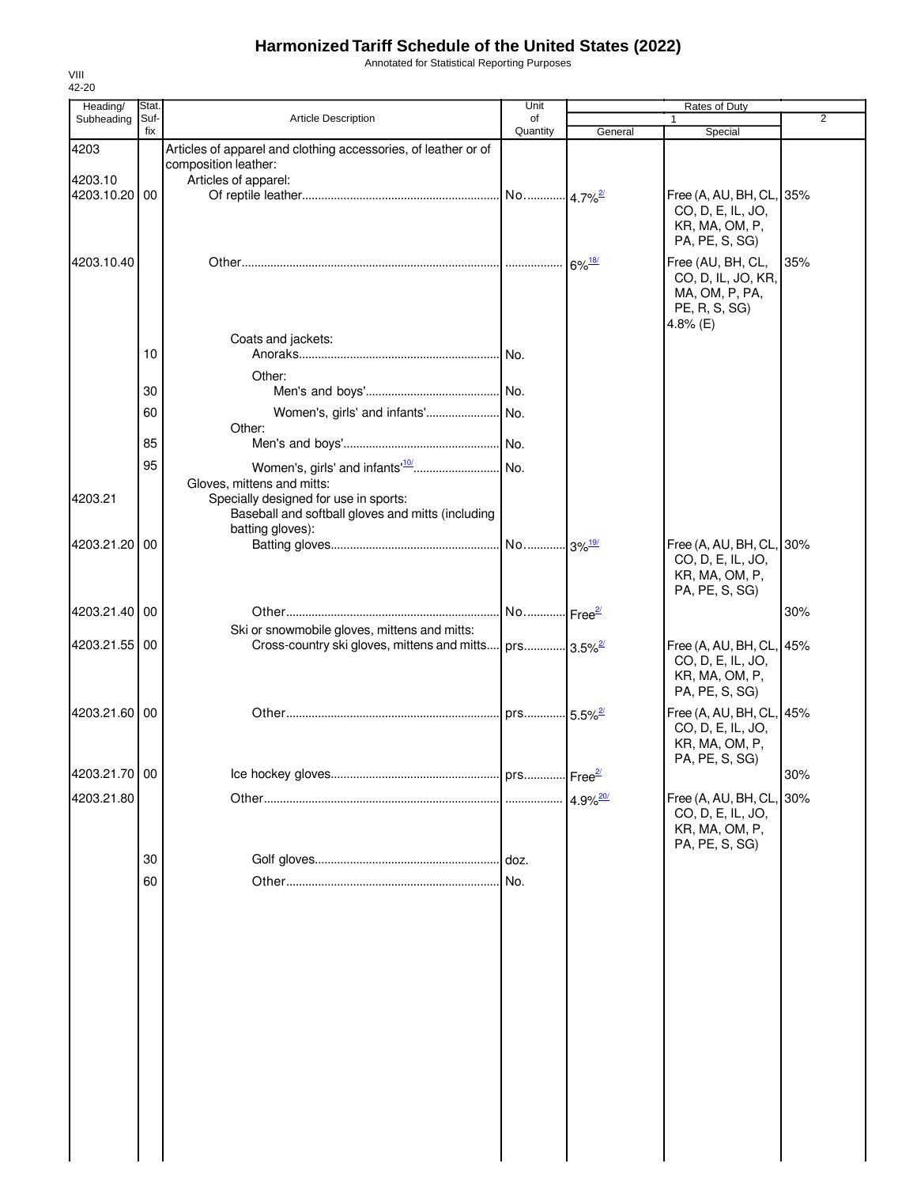# Harmonized Tariff Schedule of the United States (2022)

Annotated for Statistical Reporting Purposes

VIII
42-20

| Heading/ Subheading | Stat. Suf- fix | Article Description | Unit of Quantity | Rates of Duty 1 General | Special | 2 |
|---|---|---|---|---|---|---|
| 4203 | | Articles of apparel and clothing accessories, of leather or of composition leather: | | | | |
| 4203.10 | | Articles of apparel: | | | | |
| 4203.10.20 | 00 | Of reptile leather | No. | 4.7%[2/] | Free (A, AU, BH, CL, CO, D, E, IL, JO, KR, MA, OM, P, PA, PE, S, SG) | 35% |
| 4203.10.40 | | Other | | 6%[18/] | Free (AU, BH, CL, CO, D, IL, JO, KR, MA, OM, P, PA, PE, R, S, SG) 4.8% (E) | 35% |
| | | Coats and jackets: | | | | |
| | 10 | Anoraks | No. | | | |
| | | Other: | | | | |
| | 30 | Men's and boys' | No. | | | |
| | 60 | Women's, girls' and infants' | No. | | | |
| | | Other: | | | | |
| | 85 | Men's and boys' | No. | | | |
| | 95 | Women's, girls' and infants'[10/] | No. | | | |
| | | Gloves, mittens and mitts: | | | | |
| 4203.21 | | Specially designed for use in sports: | | | | |
| | | Baseball and softball gloves and mitts (including batting gloves): | | | | |
| 4203.21.20 | 00 | Batting gloves | No. | 3%[19/] | Free (A, AU, BH, CL, CO, D, E, IL, JO, KR, MA, OM, P, PA, PE, S, SG) | 30% |
| 4203.21.40 | 00 | Other | No. | Free[2/] | | 30% |
| | | Ski or snowmobile gloves, mittens and mitts: | | | | |
| 4203.21.55 | 00 | Cross-country ski gloves, mittens and mitts | prs. | 3.5%[2/] | Free (A, AU, BH, CL, CO, D, E, IL, JO, KR, MA, OM, P, PA, PE, S, SG) | 45% |
| 4203.21.60 | 00 | Other | prs. | 5.5%[2/] | Free (A, AU, BH, CL, CO, D, E, IL, JO, KR, MA, OM, P, PA, PE, S, SG) | 45% |
| 4203.21.70 | 00 | Ice hockey gloves | prs. | Free[2/] | | 30% |
| 4203.21.80 | | Other | | 4.9%[20/] | Free (A, AU, BH, CL, CO, D, E, IL, JO, KR, MA, OM, P, PA, PE, S, SG) | 30% |
| | 30 | Golf gloves | doz. | | | |
| | 60 | Other | No. | | | |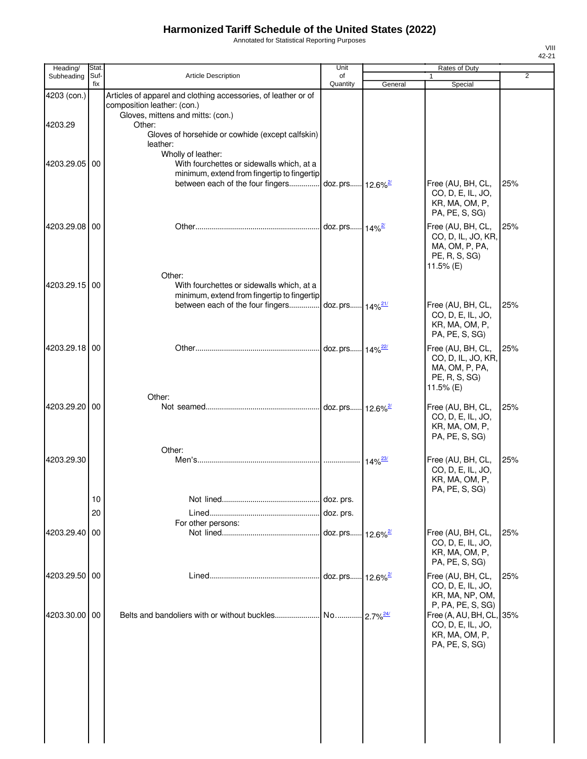# Harmonized Tariff Schedule of the United States (2022)

Annotated for Statistical Reporting Purposes

VIII
42-21

| Heading/ Subheading | Stat. Suf- fix | Article Description | Unit of Quantity | Rates of Duty 1 General | Special | 2 |
|---|---|---|---|---|---|---|
| 4203 (con.) | | Articles of apparel and clothing accessories, of leather or of composition leather: (con.) | | | | |
| | | Gloves, mittens and mitts: (con.) | | | | |
| 4203.29 | | Other: | | | | |
| | | Gloves of horsehide or cowhide (except calfskin) leather: | | | | |
| | | Wholly of leather: | | | | |
| 4203.29.05 | 00 | With fourchettes or sidewalls which, at a minimum, extend from fingertip to fingertip between each of the four fingers | doz. prs. | 12.6%[2/] | Free (AU, BH, CL, CO, D, E, IL, JO, KR, MA, OM, P, PA, PE, S, SG) | 25% |
| 4203.29.08 | 00 | Other | doz. prs. | 14%[2/] | Free (AU, BH, CL, CO, D, IL, JO, KR, MA, OM, P, PA, PE, R, S, SG) 11.5% (E) | 25% |
| | | Other: | | | | |
| 4203.29.15 | 00 | With fourchettes or sidewalls which, at a minimum, extend from fingertip to fingertip between each of the four fingers | doz. prs. | 14%[21/] | Free (AU, BH, CL, CO, D, E, IL, JO, KR, MA, OM, P, PA, PE, S, SG) | 25% |
| 4203.29.18 | 00 | Other | doz. prs. | 14%[22/] | Free (AU, BH, CL, CO, D, IL, JO, KR, MA, OM, P, PA, PE, R, S, SG) 11.5% (E) | 25% |
| | | Other: | | | | |
| 4203.29.20 | 00 | Not seamed | doz. prs. | 12.6%[2/] | Free (AU, BH, CL, CO, D, E, IL, JO, KR, MA, OM, P, PA, PE, S, SG) | 25% |
| | | Other: | | | | |
| 4203.29.30 | | Men's | | 14%[23/] | Free (AU, BH, CL, CO, D, E, IL, JO, KR, MA, OM, P, PA, PE, S, SG) | 25% |
| | 10 | Not lined | doz. prs. | | | |
| | 20 | Lined | doz. prs. | | | |
| | | For other persons: | | | | |
| 4203.29.40 | 00 | Not lined | doz. prs. | 12.6%[2/] | Free (AU, BH, CL, CO, D, E, IL, JO, KR, MA, OM, P, PA, PE, S, SG) | 25% |
| 4203.29.50 | 00 | Lined | doz. prs. | 12.6%[2/] | Free (AU, BH, CL, CO, D, E, IL, JO, KR, MA, NP, OM, P, PA, PE, S, SG) | 25% |
| 4203.30.00 | 00 | Belts and bandoliers with or without buckles | No. | 2.7%[24/] | Free (A, AU, BH, CL, CO, D, E, IL, JO, KR, MA, OM, P, PA, PE, S, SG) | 35% |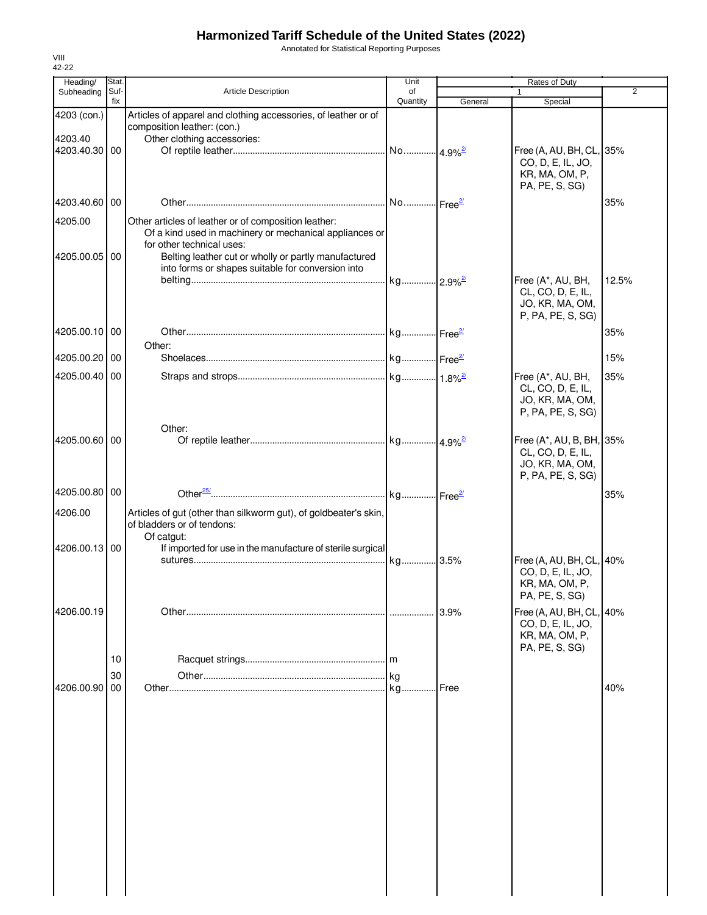# Harmonized Tariff Schedule of the United States (2022)

Annotated for Statistical Reporting Purposes

VIII
42-22

| Heading/ Subheading | Stat. Suf- fix | Article Description | Unit of Quantity | Rates of Duty 1 General | Special | 2 |
|---|---|---|---|---|---|---|
| 4203 (con.) | | Articles of apparel and clothing accessories, of leather or of composition leather: (con.) | | | | |
| 4203.40 | | Other clothing accessories: | | | | |
| 4203.40.30 | 00 | Of reptile leather | No. | 4.9%[2/] | Free (A, AU, BH, CL, CO, D, E, IL, JO, KR, MA, OM, P, PA, PE, S, SG) | 35% |
| 4203.40.60 | 00 | Other | No. | Free[2/] | | 35% |
| 4205.00 | | Other articles of leather or of composition leather: | | | | |
| | | Of a kind used in machinery or mechanical appliances or for other technical uses: | | | | |
| 4205.00.05 | 00 | Belting leather cut or wholly or partly manufactured into forms or shapes suitable for conversion into belting | kg | 2.9%[2/] | Free (A*, AU, BH, CL, CO, D, E, IL, JO, KR, MA, OM, P, PA, PE, S, SG) | 12.5% |
| 4205.00.10 | 00 | Other | kg | Free[2/] | | 35% |
| | | Other: | | | | |
| 4205.00.20 | 00 | Shoelaces | kg | Free[2/] | | 15% |
| 4205.00.40 | 00 | Straps and strops | kg | 1.8%[2/] | Free (A*, AU, BH, CL, CO, D, E, IL, JO, KR, MA, OM, P, PA, PE, S, SG) | 35% |
| | | Other: | | | | |
| 4205.00.60 | 00 | Of reptile leather | kg | 4.9%[2/] | Free (A*, AU, B, BH, CL, CO, D, E, IL, JO, KR, MA, OM, P, PA, PE, S, SG) | 35% |
| 4205.00.80 | 00 | Other[25/] | kg | Free[2/] | | 35% |
| 4206.00 | | Articles of gut (other than silkworm gut), of goldbeater's skin, of bladders or of tendons: | | | | |
| | | Of catgut: | | | | |
| 4206.00.13 | 00 | If imported for use in the manufacture of sterile surgical sutures | kg | 3.5% | Free (A, AU, BH, CL, CO, D, E, IL, JO, KR, MA, OM, P, PA, PE, S, SG) | 40% |
| 4206.00.19 | | Other | | 3.9% | Free (A, AU, BH, CL, CO, D, E, IL, JO, KR, MA, OM, P, PA, PE, S, SG) | 40% |
| | 10 | Racquet strings | m | | | |
| | 30 | Other | kg | | | |
| 4206.00.90 | 00 | Other | kg | Free | | 40% |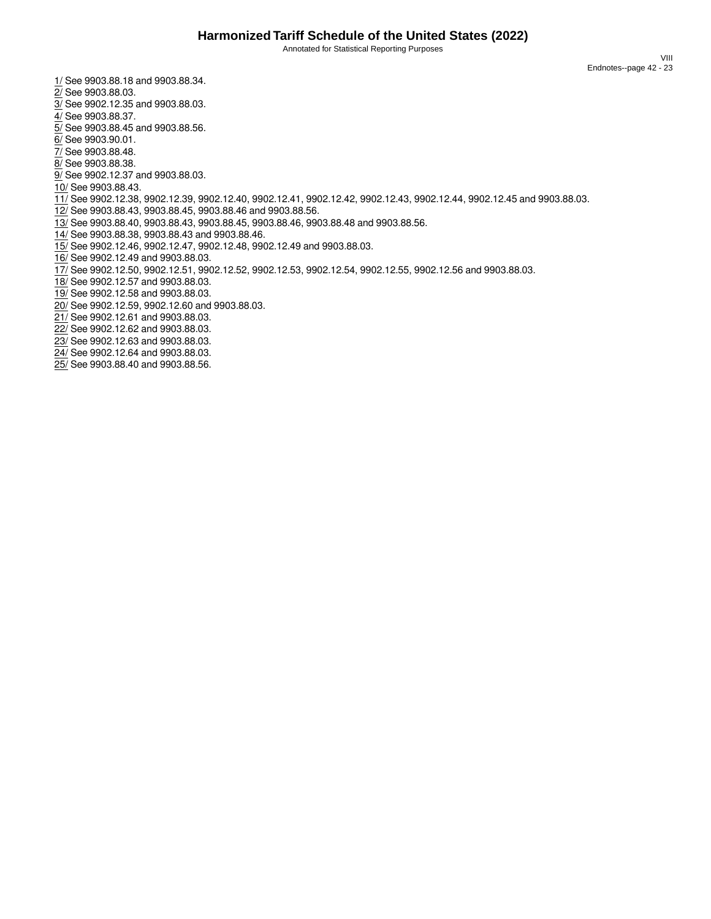1/ See 9903.88.18 and 9903.88.34.
2/ See 9903.88.03.
3/ See 9902.12.35 and 9903.88.03.
4/ See 9903.88.37.
5/ See 9903.88.45 and 9903.88.56.
6/ See 9903.90.01.
7/ See 9903.88.48.
8/ See 9903.88.38.
9/ See 9902.12.37 and 9903.88.03.
10/ See 9903.88.43.
11/ See 9902.12.38, 9902.12.39, 9902.12.40, 9902.12.41, 9902.12.42, 9902.12.43, 9902.12.44, 9902.12.45 and 9903.88.03.
12/ See 9903.88.43, 9903.88.45, 9903.88.46 and 9903.88.56.
13/ See 9903.88.40, 9903.88.43, 9903.88.45, 9903.88.46, 9903.88.48 and 9903.88.56.
14/ See 9903.88.38, 9903.88.43 and 9903.88.46.
15/ See 9902.12.46, 9902.12.47, 9902.12.48, 9902.12.49 and 9903.88.03.
16/ See 9902.12.49 and 9903.88.03.
17/ See 9902.12.50, 9902.12.51, 9902.12.52, 9902.12.53, 9902.12.54, 9902.12.55, 9902.12.56 and 9903.88.03.
18/ See 9902.12.57 and 9903.88.03.
19/ See 9902.12.58 and 9903.88.03.
20/ See 9902.12.59, 9902.12.60 and 9903.88.03.
21/ See 9902.12.61 and 9903.88.03.
22/ See 9902.12.62 and 9903.88.03.
23/ See 9902.12.63 and 9903.88.03.
24/ See 9902.12.64 and 9903.88.03.
25/ See 9903.88.40 and 9903.88.56.